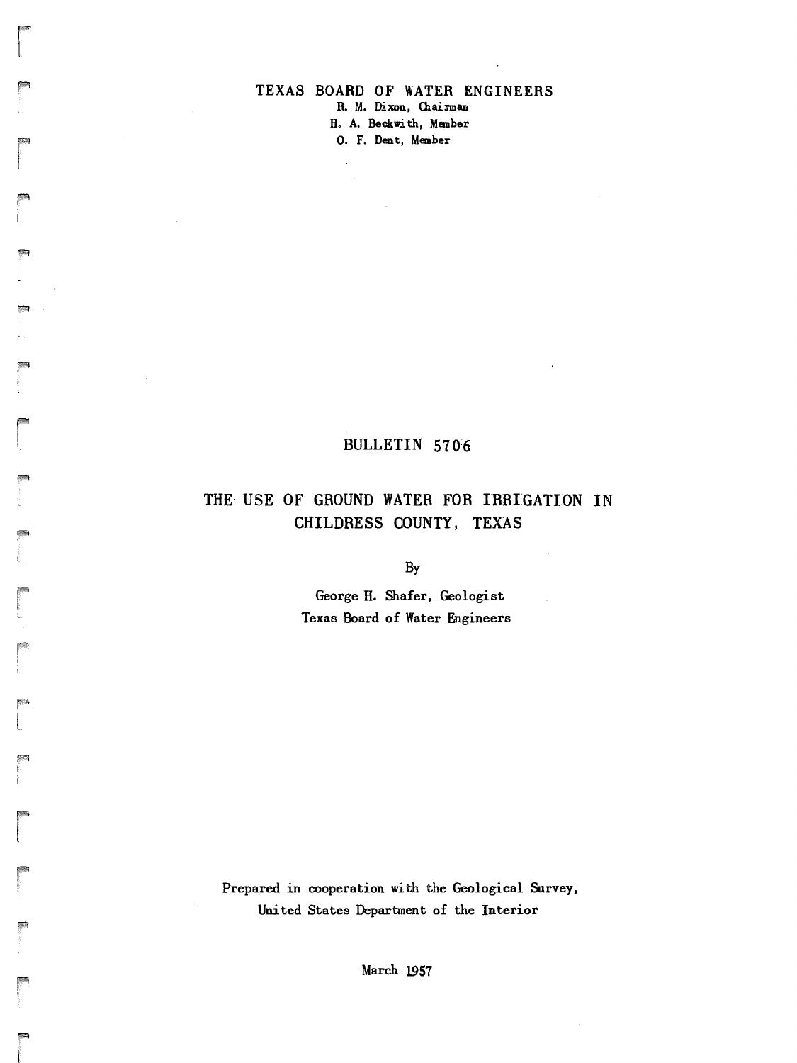TEXAS BOARD OF WATER ENGINEERS

R. M. Dixon, Chairman

H. A. Beckwith, Member

O. F. Dent, Member

BULLETIN 5706

# THE USE OF GROUND WATER FOR IRRIGATION IN CHILDRESS COUNTY, TEXAS

By

George H. Shafer, Geologist

Texas Board of Water Engineers

Prepared in cooperation with the Geological Survey,

United States Department of the Interior

March 1957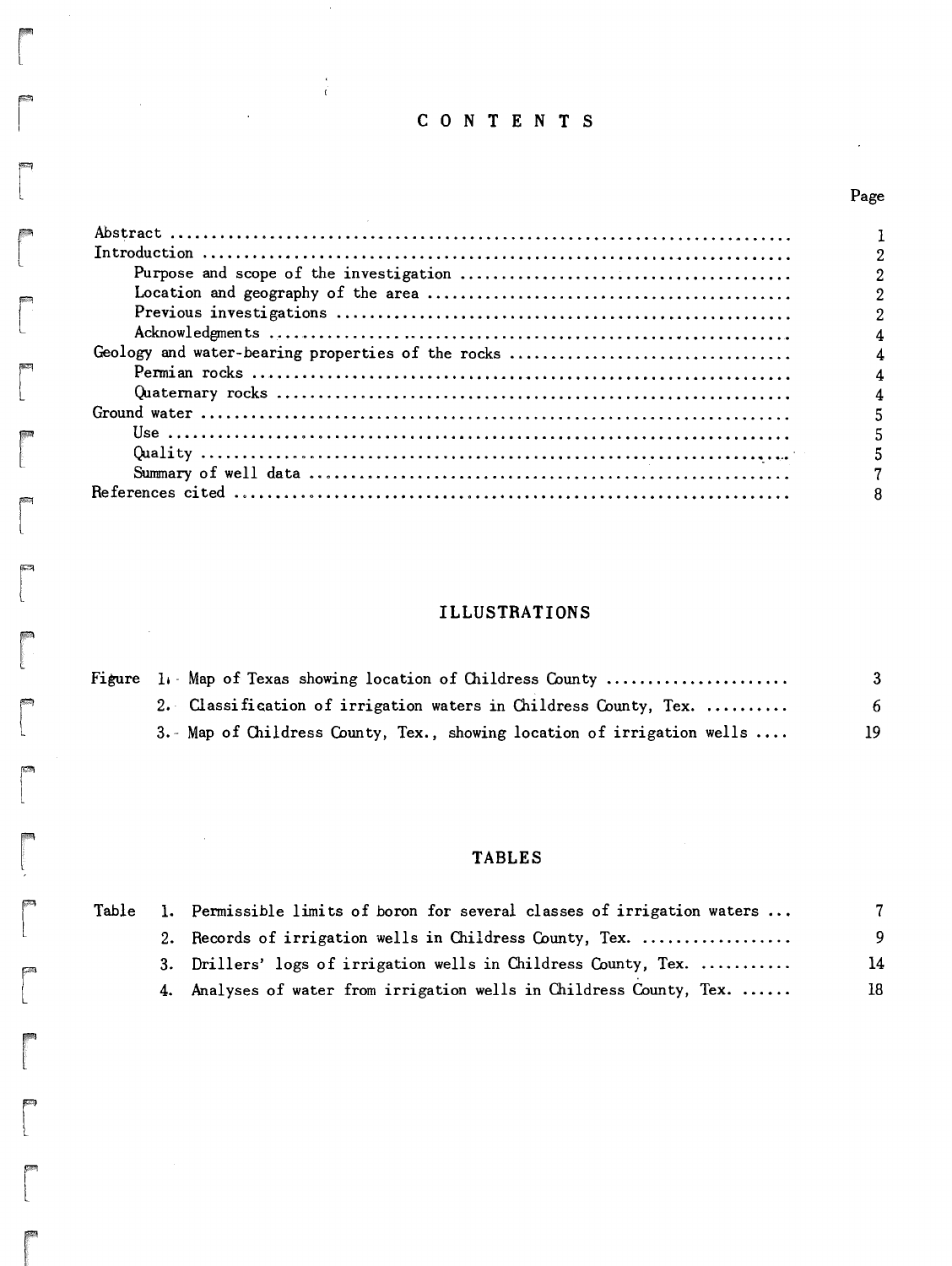# CONTENTS

| | Page |
|---|---|
| Abstract | 1 |
| Introduction | 2 |
| Purpose and scope of the investigation | 2 |
| Location and geography of the area | 2 |
| Previous investigations | 2 |
| Acknowledgments | 4 |
| Geology and water-bearing properties of the rocks | 4 |
| Permian rocks | 4 |
| Quaternary rocks | 4 |
| Ground water | 5 |
| Use | 5 |
| Quality | 5 |
| Summary of well data | 7 |
| References cited | 8 |

## ILLUSTRATIONS

| | | Page |
|---|---|---|
| Figure 1. | Map of Texas showing location of Childress County | 3 |
| 2. | Classification of irrigation waters in Childress County, Tex. | 6 |
| 3. | Map of Childress County, Tex., showing location of irrigation wells | 19 |

## TABLES

| | | Page |
|---|---|---|
| Table 1. | Permissible limits of boron for several classes of irrigation waters | 7 |
| 2. | Records of irrigation wells in Childress County, Tex. | 9 |
| 3. | Drillers' logs of irrigation wells in Childress County, Tex. | 14 |
| 4. | Analyses of water from irrigation wells in Childress County, Tex. | 18 |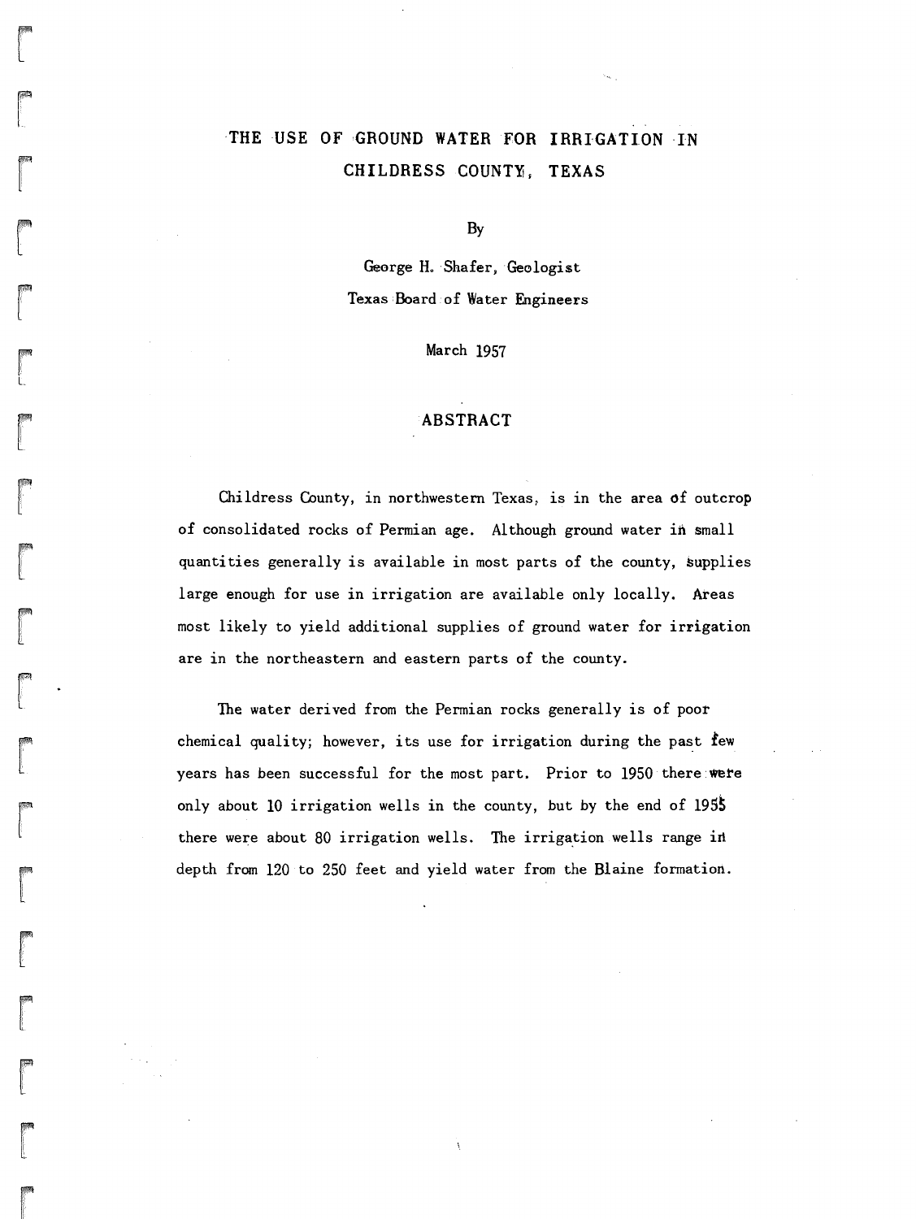# THE USE OF GROUND WATER FOR IRRIGATION IN CHILDRESS COUNTY, TEXAS

By

George H. Shafer, Geologist
Texas Board of Water Engineers

March 1957

## ABSTRACT

Childress County, in northwestern Texas, is in the area of outcrop of consolidated rocks of Permian age. Although ground water in small quantities generally is available in most parts of the county, supplies large enough for use in irrigation are available only locally. Areas most likely to yield additional supplies of ground water for irrigation are in the northeastern and eastern parts of the county.

The water derived from the Permian rocks generally is of poor chemical quality; however, its use for irrigation during the past few years has been successful for the most part. Prior to 1950 there were only about 10 irrigation wells in the county, but by the end of 1955 there were about 80 irrigation wells. The irrigation wells range in depth from 120 to 250 feet and yield water from the Blaine formation.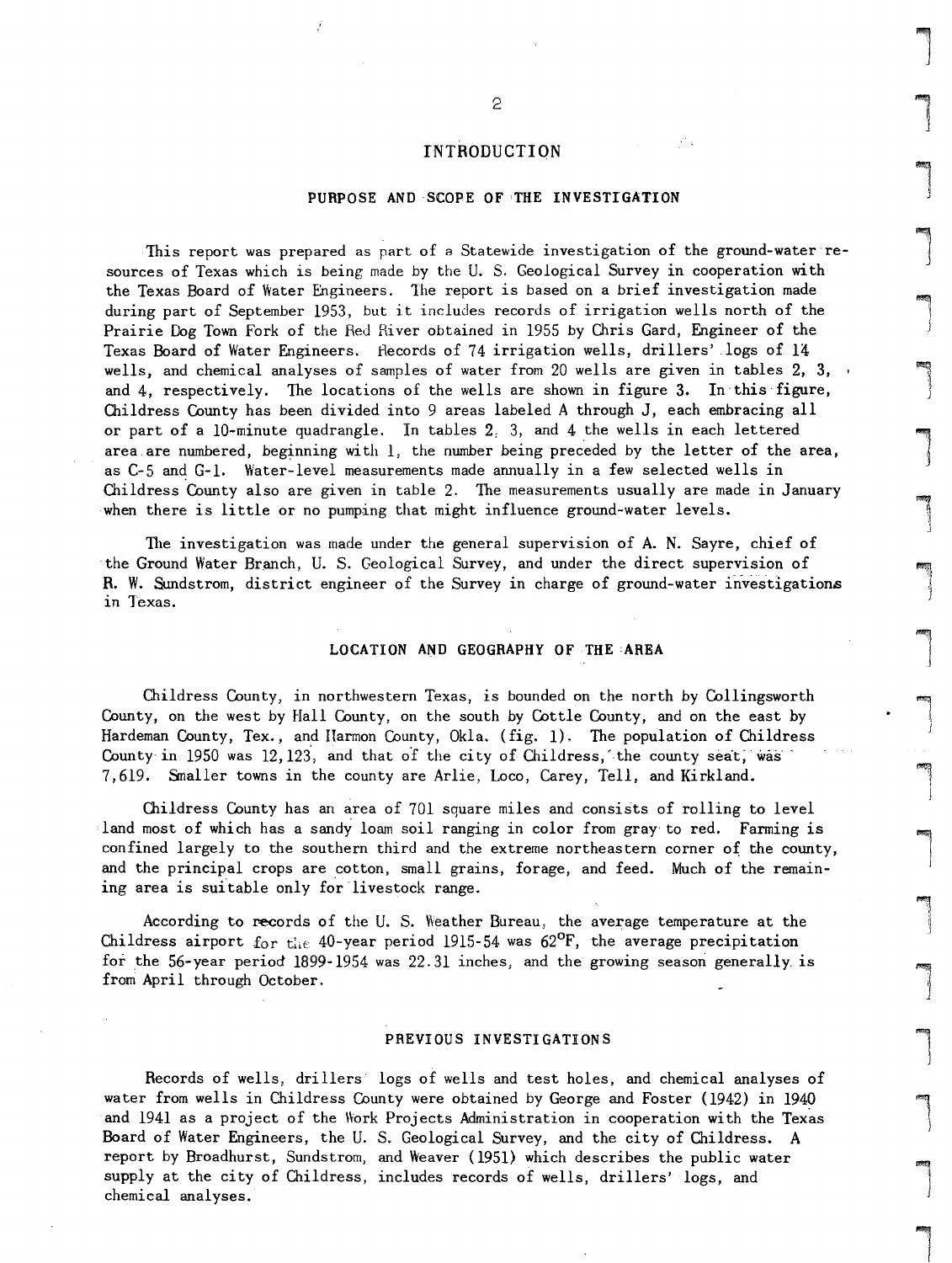# INTRODUCTION

## PURPOSE AND SCOPE OF THE INVESTIGATION

This report was prepared as part of a Statewide investigation of the ground-water resources of Texas which is being made by the U. S. Geological Survey in cooperation with the Texas Board of Water Engineers. The report is based on a brief investigation made during part of September 1953, but it includes records of irrigation wells north of the Prairie Dog Town Fork of the Red River obtained in 1955 by Chris Gard, Engineer of the Texas Board of Water Engineers. Records of 74 irrigation wells, drillers' logs of 14 wells, and chemical analyses of samples of water from 20 wells are given in tables 2, 3, and 4, respectively. The locations of the wells are shown in figure 3. In this figure, Childress County has been divided into 9 areas labeled A through J, each embracing all or part of a 10-minute quadrangle. In tables 2, 3, and 4 the wells in each lettered area are numbered, beginning with 1, the number being preceded by the letter of the area, as C-5 and G-1. Water-level measurements made annually in a few selected wells in Childress County also are given in table 2. The measurements usually are made in January when there is little or no pumping that might influence ground-water levels.

The investigation was made under the general supervision of A. N. Sayre, chief of the Ground Water Branch, U. S. Geological Survey, and under the direct supervision of R. W. Sundstrom, district engineer of the Survey in charge of ground-water investigations in Texas.

## LOCATION AND GEOGRAPHY OF THE AREA

Childress County, in northwestern Texas, is bounded on the north by Collingsworth County, on the west by Hall County, on the south by Cottle County, and on the east by Hardeman County, Tex., and Harmon County, Okla. (fig. 1). The population of Childress County in 1950 was 12,123, and that of the city of Childress, the county seat, was 7,619. Smaller towns in the county are Arlie, Loco, Carey, Tell, and Kirkland.

Childress County has an area of 701 square miles and consists of rolling to level land most of which has a sandy loam soil ranging in color from gray to red. Farming is confined largely to the southern third and the extreme northeastern corner of the county, and the principal crops are cotton, small grains, forage, and feed. Much of the remaining area is suitable only for livestock range.

According to records of the U. S. Weather Bureau, the average temperature at the Childress airport for the 40-year period 1915-54 was 62°F, the average precipitation for the 56-year period 1899-1954 was 22.31 inches, and the growing season generally is from April through October.

## PREVIOUS INVESTIGATIONS

Records of wells, drillers' logs of wells and test holes, and chemical analyses of water from wells in Childress County were obtained by George and Foster (1942) in 1940 and 1941 as a project of the Work Projects Administration in cooperation with the Texas Board of Water Engineers, the U. S. Geological Survey, and the city of Childress. A report by Broadhurst, Sundstrom, and Weaver (1951) which describes the public water supply at the city of Childress, includes records of wells, drillers' logs, and chemical analyses.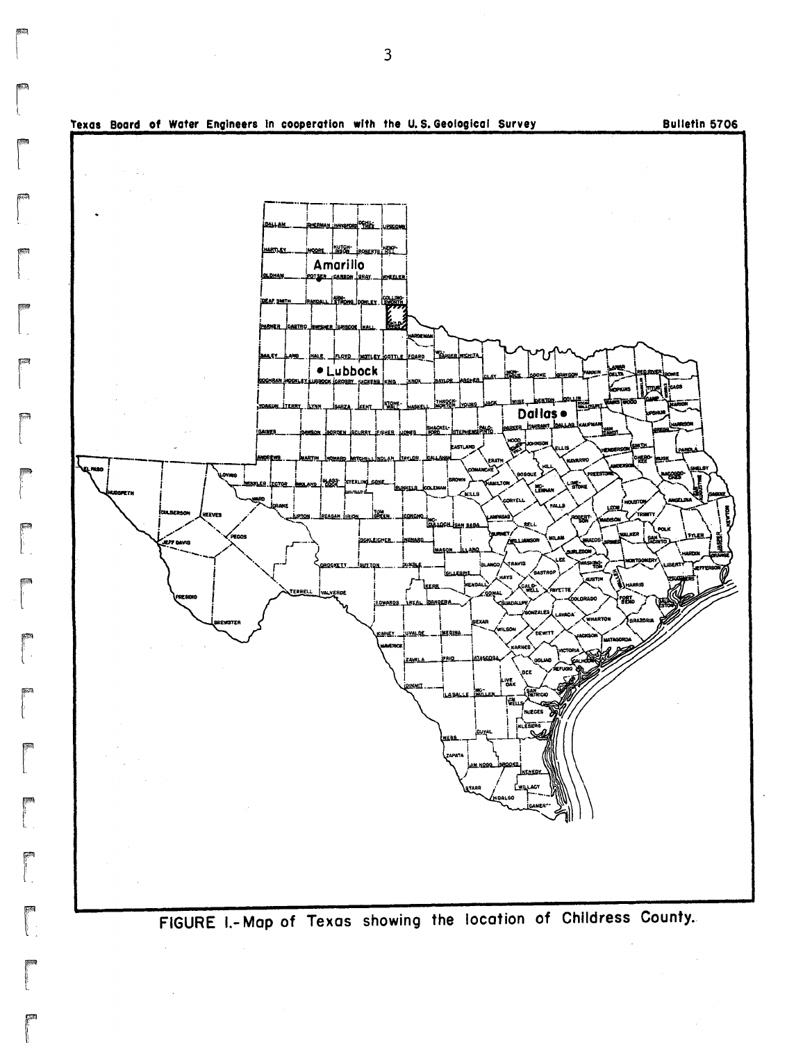Texas Board of Water Engineers in cooperation with the U.S. Geological Survey — Bulletin 5706

FIGURE 1.- Map of Texas showing the location of Childress County.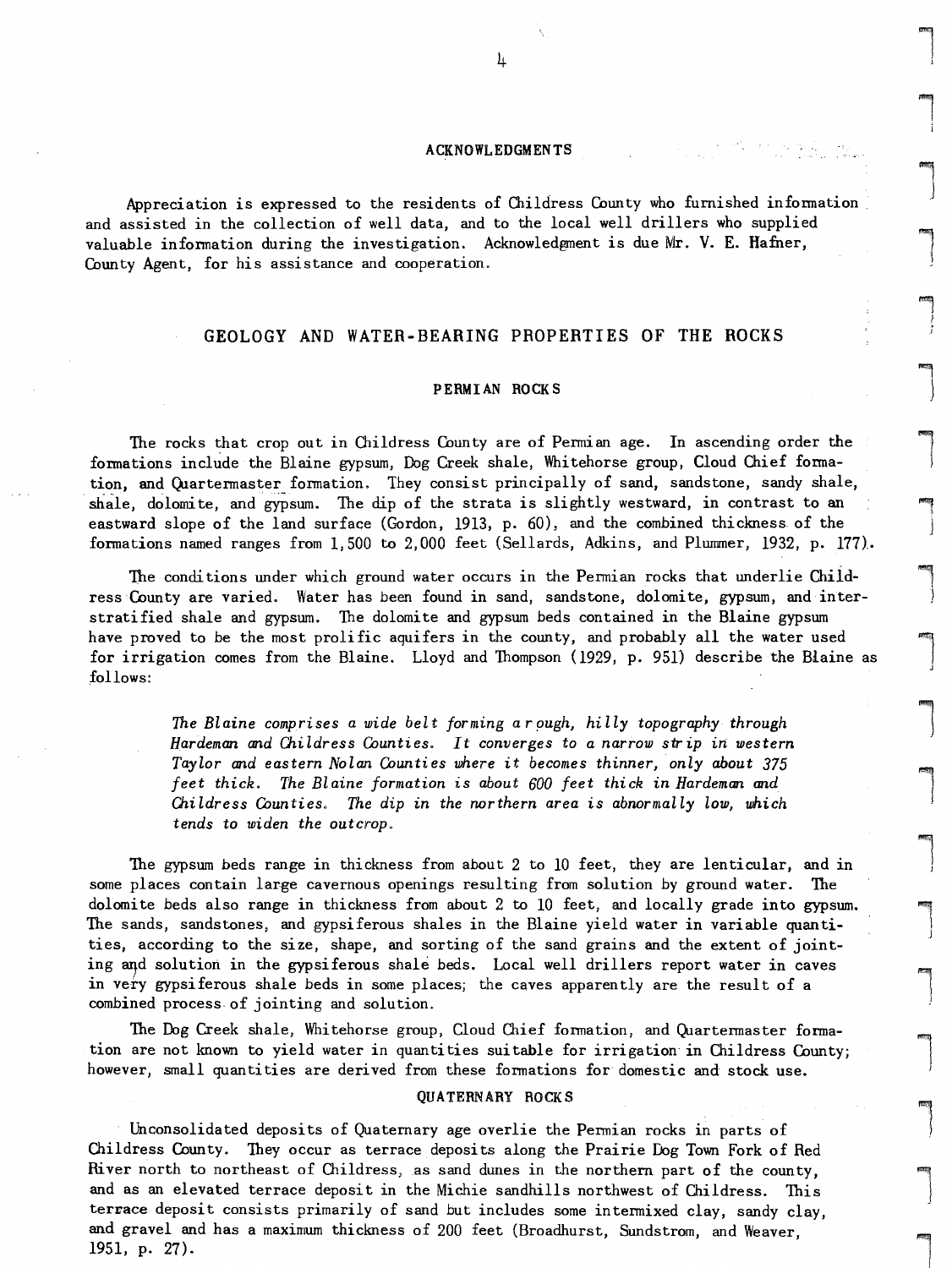## ACKNOWLEDGMENTS

Appreciation is expressed to the residents of Childress County who furnished information and assisted in the collection of well data, and to the local well drillers who supplied valuable information during the investigation. Acknowledgment is due Mr. V. E. Hafner, County Agent, for his assistance and cooperation.

# GEOLOGY AND WATER-BEARING PROPERTIES OF THE ROCKS

## PERMIAN ROCKS

The rocks that crop out in Childress County are of Permian age. In ascending order the formations include the Blaine gypsum, Dog Creek shale, Whitehorse group, Cloud Chief formation, and Quartermaster formation. They consist principally of sand, sandstone, sandy shale, shale, dolomite, and gypsum. The dip of the strata is slightly westward, in contrast to an eastward slope of the land surface (Gordon, 1913, p. 60), and the combined thickness of the formations named ranges from 1,500 to 2,000 feet (Sellards, Adkins, and Plummer, 1932, p. 177).

The conditions under which ground water occurs in the Permian rocks that underlie Childress County are varied. Water has been found in sand, sandstone, dolomite, gypsum, and interstratified shale and gypsum. The dolomite and gypsum beds contained in the Blaine gypsum have proved to be the most prolific aquifers in the county, and probably all the water used for irrigation comes from the Blaine. Lloyd and Thompson (1929, p. 951) describe the Blaine as follows:

> *The Blaine comprises a wide belt forming a rough, hilly topography through Hardeman and Childress Counties. It converges to a narrow strip in western Taylor and eastern Nolan Counties where it becomes thinner, only about 375 feet thick. The Blaine formation is about 600 feet thick in Hardeman and Childress Counties. The dip in the northern area is abnormally low, which tends to widen the outcrop.*

The gypsum beds range in thickness from about 2 to 10 feet, they are lenticular, and in some places contain large cavernous openings resulting from solution by ground water. The dolomite beds also range in thickness from about 2 to 10 feet, and locally grade into gypsum. The sands, sandstones, and gypsiferous shales in the Blaine yield water in variable quantities, according to the size, shape, and sorting of the sand grains and the extent of jointing and solution in the gypsiferous shale beds. Local well drillers report water in caves in very gypsiferous shale beds in some places; the caves apparently are the result of a combined process of jointing and solution.

The Dog Creek shale, Whitehorse group, Cloud Chief formation, and Quartermaster formation are not known to yield water in quantities suitable for irrigation in Childress County; however, small quantities are derived from these formations for domestic and stock use.

## QUATERNARY ROCKS

Unconsolidated deposits of Quaternary age overlie the Permian rocks in parts of Childress County. They occur as terrace deposits along the Prairie Dog Town Fork of Red River north to northeast of Childress, as sand dunes in the northern part of the county, and as an elevated terrace deposit in the Michie sandhills northwest of Childress. This terrace deposit consists primarily of sand but includes some intermixed clay, sandy clay, and gravel and has a maximum thickness of 200 feet (Broadhurst, Sundstrom, and Weaver, 1951, p. 27).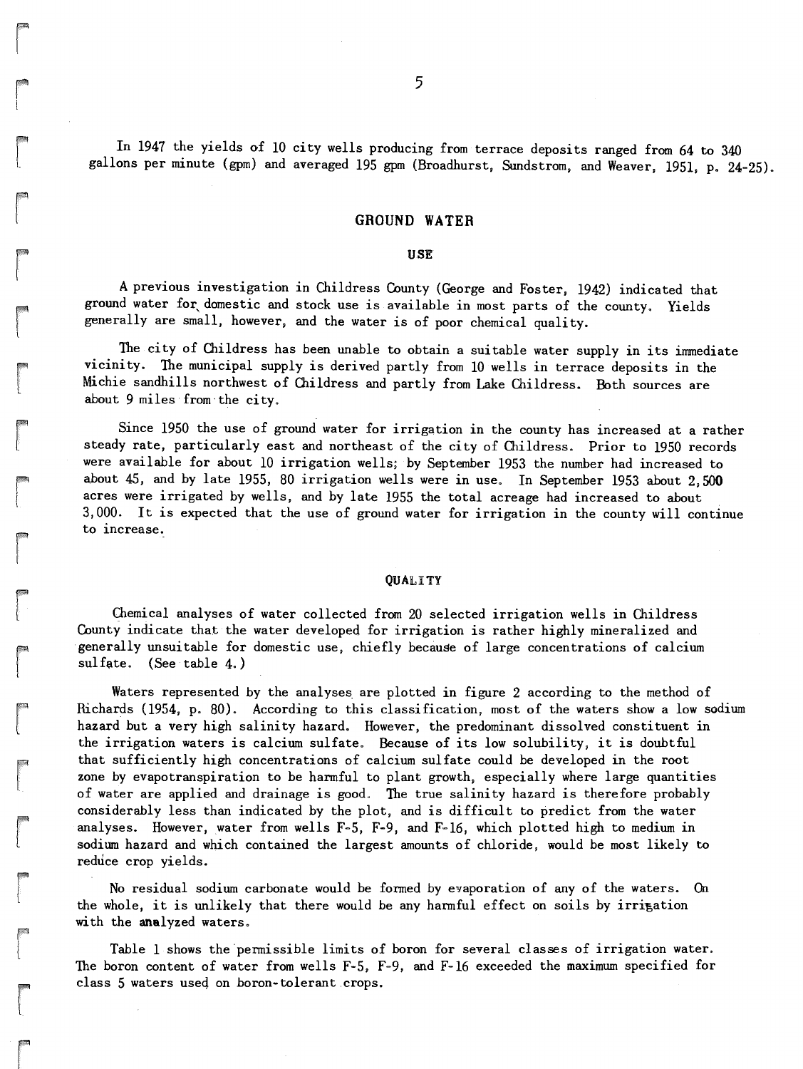In 1947 the yields of 10 city wells producing from terrace deposits ranged from 64 to 340 gallons per minute (gpm) and averaged 195 gpm (Broadhurst, Sundstrom, and Weaver, 1951, p. 24-25).

## GROUND WATER

### USE

A previous investigation in Childress County (George and Foster, 1942) indicated that ground water for domestic and stock use is available in most parts of the county. Yields generally are small, however, and the water is of poor chemical quality.

The city of Childress has been unable to obtain a suitable water supply in its immediate vicinity. The municipal supply is derived partly from 10 wells in terrace deposits in the Michie sandhills northwest of Childress and partly from Lake Childress. Both sources are about 9 miles from the city.

Since 1950 the use of ground water for irrigation in the county has increased at a rather steady rate, particularly east and northeast of the city of Childress. Prior to 1950 records were available for about 10 irrigation wells; by September 1953 the number had increased to about 45, and by late 1955, 80 irrigation wells were in use. In September 1953 about 2,500 acres were irrigated by wells, and by late 1955 the total acreage had increased to about 3,000. It is expected that the use of ground water for irrigation in the county will continue to increase.

### QUALITY

Chemical analyses of water collected from 20 selected irrigation wells in Childress County indicate that the water developed for irrigation is rather highly mineralized and generally unsuitable for domestic use, chiefly because of large concentrations of calcium sulfate. (See table 4.)

Waters represented by the analyses are plotted in figure 2 according to the method of Richards (1954, p. 80). According to this classification, most of the waters show a low sodium hazard but a very high salinity hazard. However, the predominant dissolved constituent in the irrigation waters is calcium sulfate. Because of its low solubility, it is doubtful that sufficiently high concentrations of calcium sulfate could be developed in the root zone by evapotranspiration to be harmful to plant growth, especially where large quantities of water are applied and drainage is good. The true salinity hazard is therefore probably considerably less than indicated by the plot, and is difficult to predict from the water analyses. However, water from wells F-5, F-9, and F-16, which plotted high to medium in sodium hazard and which contained the largest amounts of chloride, would be most likely to reduce crop yields.

No residual sodium carbonate would be formed by evaporation of any of the waters. On the whole, it is unlikely that there would be any harmful effect on soils by irrigation with the analyzed waters.

Table 1 shows the permissible limits of boron for several classes of irrigation water. The boron content of water from wells F-5, F-9, and F-16 exceeded the maximum specified for class 5 waters used on boron-tolerant crops.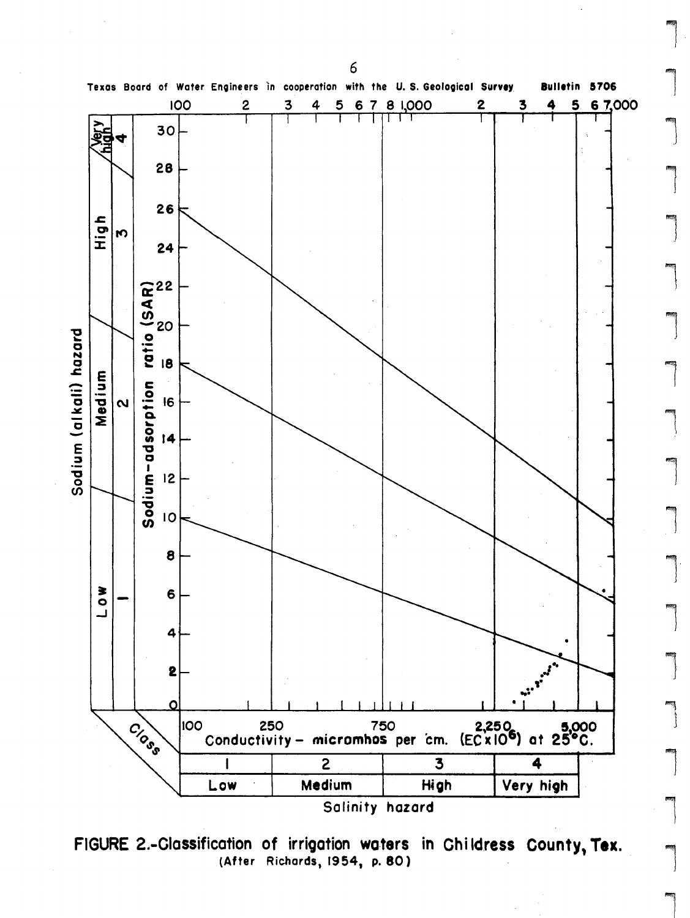FIGURE 2.-Classification of irrigation waters in Childress County, Tex.
(After Richards, 1954, p. 80)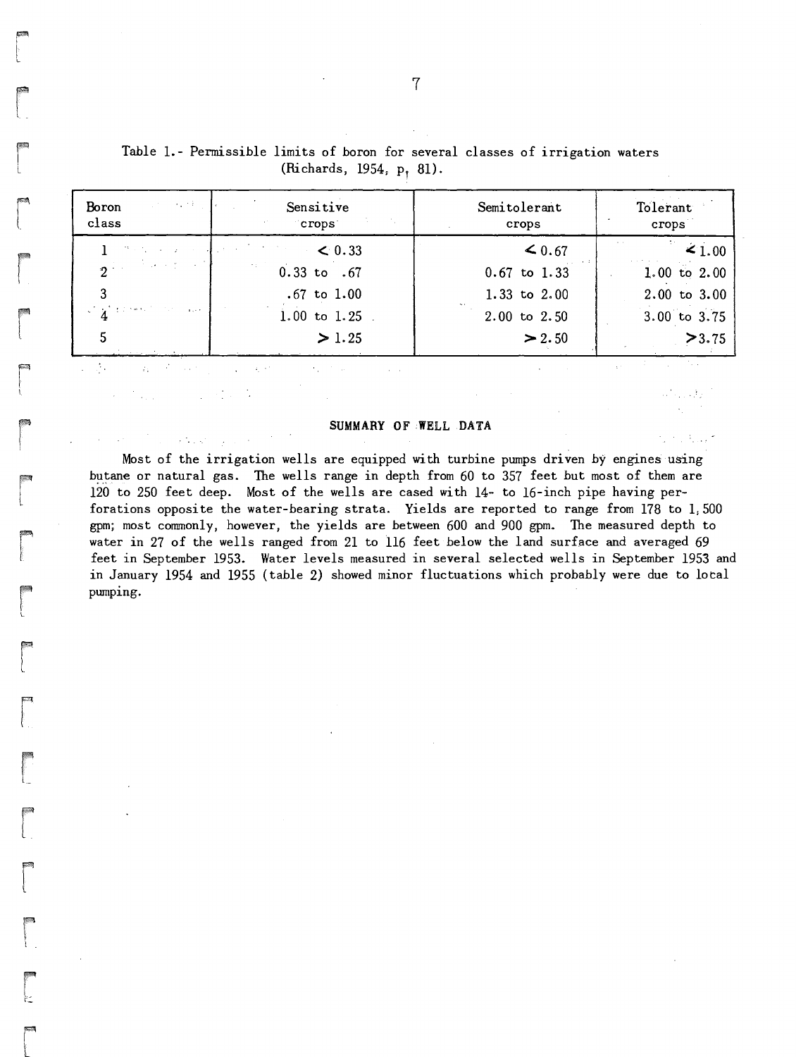Table 1.- Permissible limits of boron for several classes of irrigation waters (Richards, 1954, p. 81).

| Boron class | Sensitive crops | Semitolerant crops | Tolerant crops |
|---|---|---|---|
| 1 | < 0.33 | < 0.67 | < 1.00 |
| 2 | 0.33 to .67 | 0.67 to 1.33 | 1.00 to 2.00 |
| 3 | .67 to 1.00 | 1.33 to 2.00 | 2.00 to 3.00 |
| 4 | 1.00 to 1.25 | 2.00 to 2.50 | 3.00 to 3.75 |
| 5 | > 1.25 | > 2.50 | > 3.75 |

## SUMMARY OF WELL DATA

Most of the irrigation wells are equipped with turbine pumps driven by engines using butane or natural gas. The wells range in depth from 60 to 357 feet but most of them are 120 to 250 feet deep. Most of the wells are cased with 14- to 16-inch pipe having perforations opposite the water-bearing strata. Yields are reported to range from 178 to 1,500 gpm; most commonly, however, the yields are between 600 and 900 gpm. The measured depth to water in 27 of the wells ranged from 21 to 116 feet below the land surface and averaged 69 feet in September 1953. Water levels measured in several selected wells in September 1953 and in January 1954 and 1955 (table 2) showed minor fluctuations which probably were due to local pumping.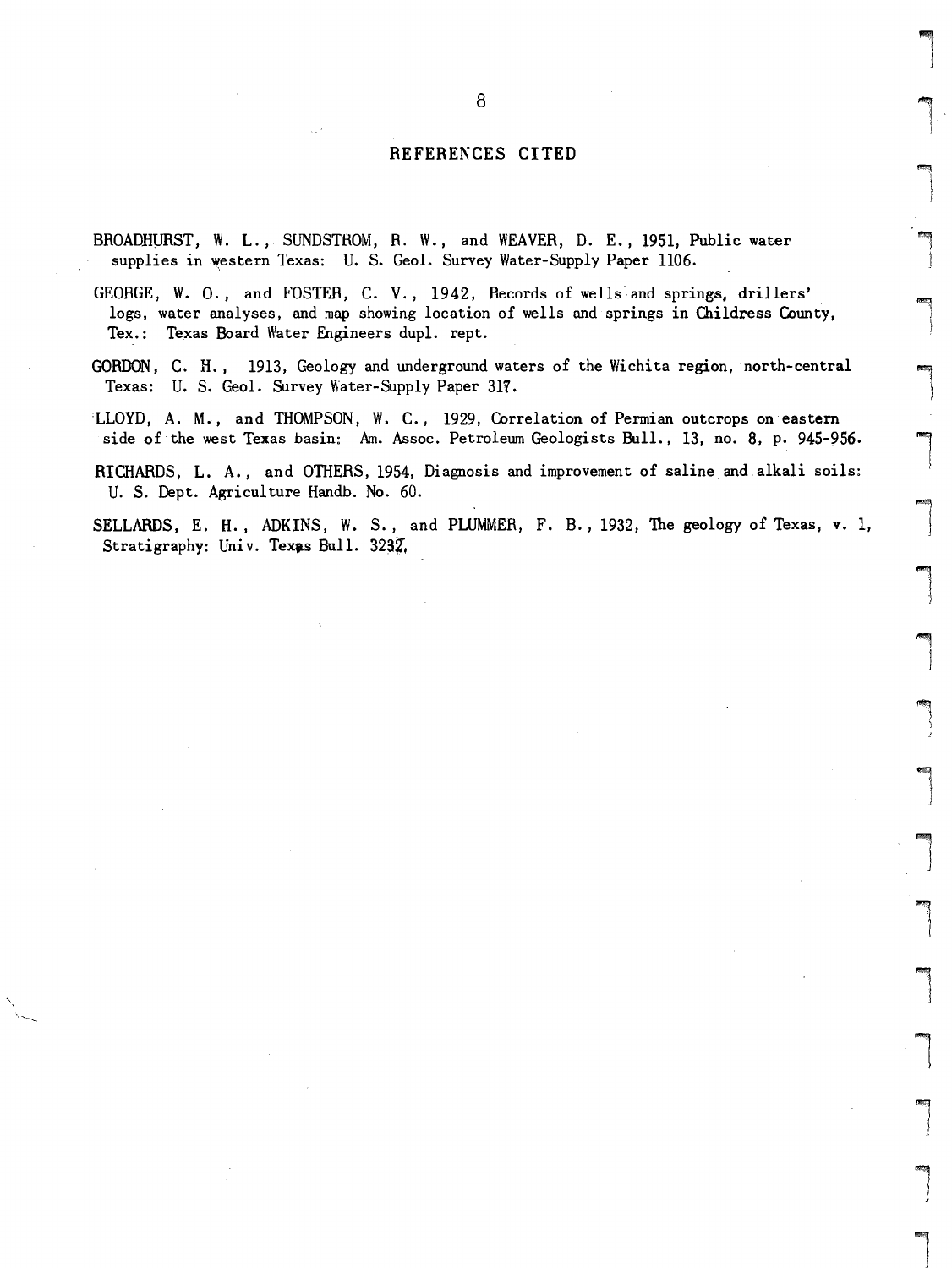## REFERENCES CITED

BROADHURST, W. L., SUNDSTROM, R. W., and WEAVER, D. E., 1951, Public water supplies in western Texas: U. S. Geol. Survey Water-Supply Paper 1106.

GEORGE, W. O., and FOSTER, C. V., 1942, Records of wells and springs, drillers' logs, water analyses, and map showing location of wells and springs in Childress County, Tex.: Texas Board Water Engineers dupl. rept.

GORDON, C. H., 1913, Geology and underground waters of the Wichita region, north-central Texas: U. S. Geol. Survey Water-Supply Paper 317.

LLOYD, A. M., and THOMPSON, W. C., 1929, Correlation of Permian outcrops on eastern side of the west Texas basin: Am. Assoc. Petroleum Geologists Bull., 13, no. 8, p. 945-956.

RICHARDS, L. A., and OTHERS, 1954, Diagnosis and improvement of saline and alkali soils: U. S. Dept. Agriculture Handb. No. 60.

SELLARDS, E. H., ADKINS, W. S., and PLUMMER, F. B., 1932, The geology of Texas, v. 1, Stratigraphy: Univ. Texas Bull. 3232.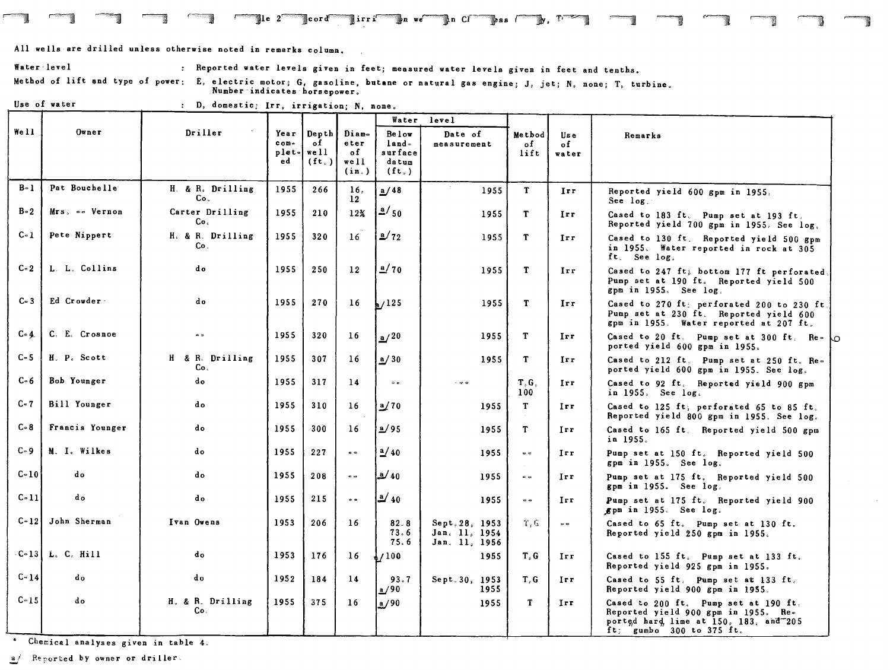Table 2.--Records of irrigation wells in Childress County, Texas

All wells are drilled unless otherwise noted in remarks column.

Water level : Reported water levels given in feet; measured water levels given in feet and tenths.

Method of lift and type of power: E, electric motor; G, gasoline, butane or natural gas engine; J, jet; N, none; T, turbine. Number indicates horsepower.

Use of water : D, domestic; Irr, irrigation; N, none.

| Well | Owner | Driller | Year completed | Depth of well (ft.) | Diameter of well (in.) | Water level | | Method of lift | Use of water | Remarks |
|---|---|---|---|---|---|---|---|---|---|---|
| | | | | | | Below land-surface datum (ft.) | Date of measurement | | | |
| B-1 | Pat Bouchelle | H. & R. Drilling Co. | 1955 | 266 | 16, 12 | a/48 | 1955 | T | Irr | Reported yield 600 gpm in 1955. See log. |
| B-2 | Mrs. -- Vernon | Carter Drilling Co. | 1955 | 210 | 12¾ | a/50 | 1955 | T | Irr | Cased to 183 ft. Pump set at 193 ft. Reported yield 700 gpm in 1955. See log. |
| C-1 | Pete Nippert | H. & R. Drilling Co. | 1955 | 320 | 16 | a/72 | 1955 | T | Irr | Cased to 130 ft. Reported yield 500 gpm in 1955. Water reported in rock at 305 ft. See log. |
| C-2 | L. L. Collins | do | 1955 | 250 | 12 | a/70 | 1955 | T | Irr | Cased to 247 ft; bottom 177 ft perforated. Pump set at 190 ft. Reported yield 500 gpm in 1955. See log. |
| C-3 | Ed Crowder | do | 1955 | 270 | 16 | a/125 | 1955 | T | Irr | Cased to 270 ft; perforated 200 to 230 ft. Pump set at 230 ft. Reported yield 600 gpm in 1955. Water reported at 207 ft. |
| C-4 | C. E. Crosnoe | -- | 1955 | 320 | 16 | a/20 | 1955 | T | Irr | Cased to 20 ft. Pump set at 300 ft. Reported yield 600 gpm in 1955. |
| C-5 | H. P. Scott | H & R. Drilling Co. | 1955 | 307 | 16 | a/30 | 1955 | T | Irr | Cased to 212 ft. Pump set at 250 ft. Reported yield 600 gpm in 1955. See log. |
| C-6 | Bob Younger | do | 1955 | 317 | 14 | -- | --- | T,G, 100 | Irr | Cased to 92 ft. Reported yield 900 gpm in 1955. See log. |
| C-7 | Bill Younger | do | 1955 | 310 | 16 | a/70 | 1955 | T | Irr | Cased to 125 ft; perforated 65 to 85 ft. Reported yield 800 gpm in 1955. See log. |
| C-8 | Francis Younger | do | 1955 | 300 | 16 | a/95 | 1955 | T | Irr | Cased to 165 ft. Reported yield 500 gpm in 1955. |
| C-9 | M. I. Wilkes | do | 1955 | 227 | -- | a/40 | 1955 | -- | Irr | Pump set at 150 ft. Reported yield 500 gpm in 1955. See log. |
| C-10 | do | do | 1955 | 208 | -- | a/40 | 1955 | -- | Irr | Pump set at 175 ft. Reported yield 500 gpm in 1955. See log. |
| C-11 | do | do | 1955 | 215 | -- | a/40 | 1955 | -- | Irr | Pump set at 175 ft. Reported yield 900 gpm in 1955. See log. |
| C-12 | John Sherman | Ivan Owens | 1953 | 206 | 16 | 82.8<br>73.6<br>75.6 | Sept. 28, 1953<br>Jan. 11, 1954<br>Jan. 11, 1956 | T,G | -- | Cased to 65 ft. Pump set at 130 ft. Reported yield 250 gpm in 1955. |
| C-13 | L. C. Hill | do | 1953 | 176 | 16 | a/100 | 1955 | T,G | Irr | Cased to 155 ft. Pump set at 133 ft. Reported yield 925 gpm in 1955. |
| C-14 | do | do | 1952 | 184 | 14 | 93.7<br>a/90 | Sept. 30, 1953<br>1955 | T,G | Irr | Cased to 55 ft. Pump set at 133 ft. Reported yield 900 gpm in 1955. |
| C-15 | do | H. & R. Drilling Co. | 1955 | 375 | 16 | a/90 | 1955 | T | Irr | Cased to 200 ft. Pump set at 190 ft. Reported yield 900 gpm in 1955. Reported hard lime at 150, 183, and 205 ft; "gumbo" 300 to 375 ft. |

\* Chemical analyses given in table 4.

a/ Reported by owner or driller.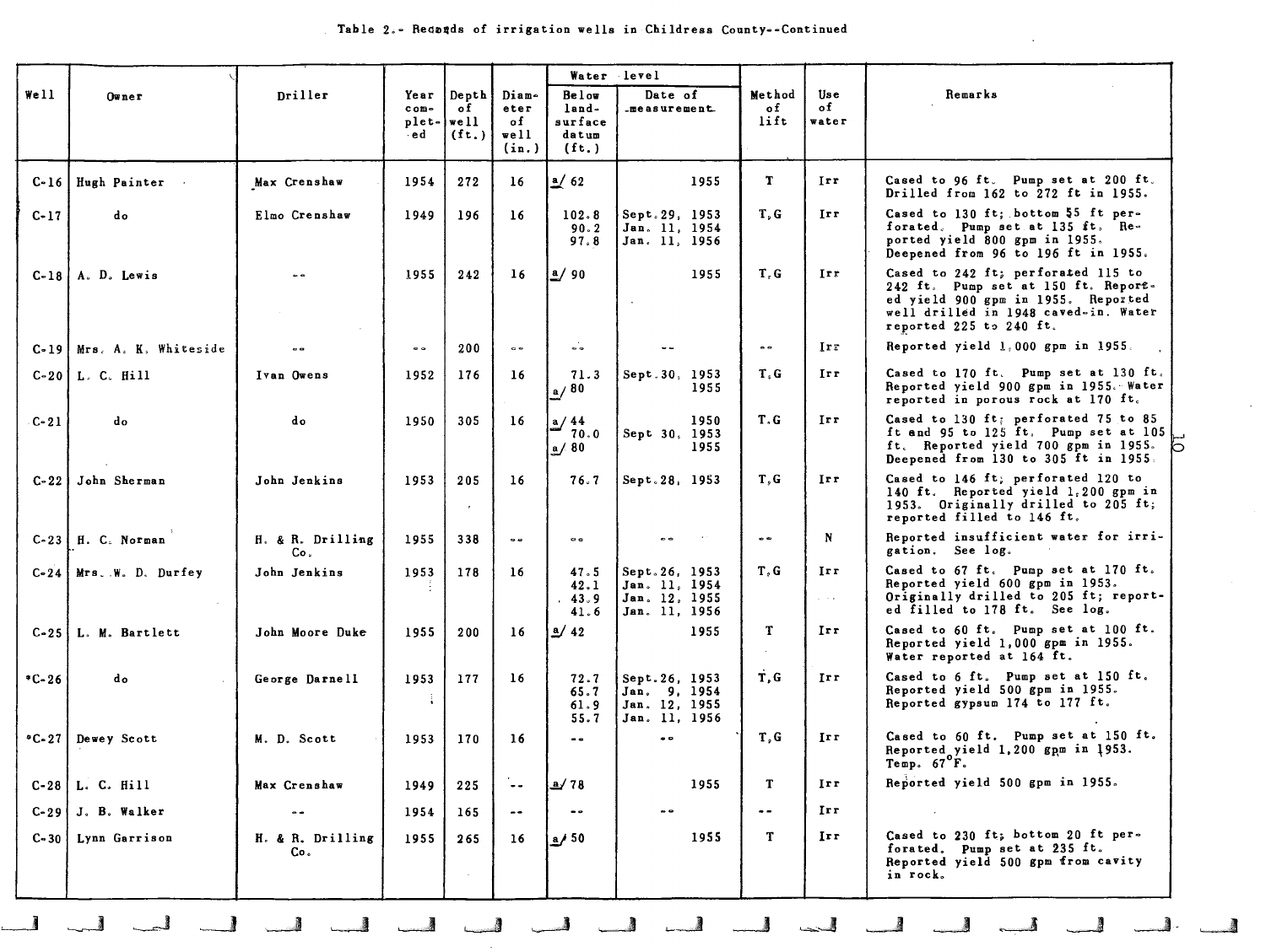Table 2.- Records of irrigation wells in Childress County--Continued

| Well | Owner | Driller | Year completed | Depth of well (ft.) | Diameter of well (in.) | Water level | | Method of lift | Use of water | Remarks |
|---|---|---|---|---|---|---|---|---|---|---|
| | | | | | | Below land-surface datum (ft.) | Date of measurement | | | |
| C-16 | Hugh Painter | Max Crenshaw | 1954 | 272 | 16 | a/ 62 | 1955 | T | Irr | Cased to 96 ft. Pump set at 200 ft. Drilled from 162 to 272 ft in 1955. |
| C-17 | do | Elmo Crenshaw | 1949 | 196 | 16 | 102.8<br>90.2<br>97.8 | Sept.29, 1953<br>Jan. 11, 1954<br>Jan. 11, 1956 | T,G | Irr | Cased to 130 ft; bottom 55 ft perforated. Pump set at 135 ft. Reported yield 800 gpm in 1955. Deepened from 96 to 196 ft in 1955. |
| C-18 | A. D. Lewis | -- | 1955 | 242 | 16 | a/ 90 | 1955 | T,G | Irr | Cased to 242 ft; perforated 115 to 242 ft. Pump set at 150 ft. Reported yield 900 gpm in 1955. Reported well drilled in 1948 caved-in. Water reported 225 to 240 ft. |
| C-19 | Mrs. A. K. Whiteside | -- | -- | 200 | -- | -- | -- | -- | Irr | Reported yield 1,000 gpm in 1955. |
| C-20 | L. C. Hill | Ivan Owens | 1952 | 176 | 16 | 71.3<br>a/ 80 | Sept.30, 1953<br>1955 | T,G | Irr | Cased to 170 ft. Pump set at 130 ft. Reported yield 900 gpm in 1955. Water reported in porous rock at 170 ft. |
| C-21 | do | do | 1950 | 305 | 16 | a/ 44<br>70.0<br>a/ 80 | 1950<br>Sept 30, 1953<br>1955 | T.G | Irr | Cased to 130 ft; perforated 75 to 85 ft and 95 to 125 ft. Pump set at 105 ft. Reported yield 700 gpm in 1955. Deepened from 130 to 305 ft in 1955. |
| C-22 | John Sherman | John Jenkins | 1953 | 205 | 16 | 76.7 | Sept.28, 1953 | T,G | Irr | Cased to 146 ft; perforated 120 to 140 ft. Reported yield 1,200 gpm in 1953. Originally drilled to 205 ft; reported filled to 146 ft. |
| C-23 | H. C. Norman | H. & R. Drilling Co. | 1955 | 338 | -- | -- | -- | -- | N | Reported insufficient water for irrigation. See log. |
| C-24 | Mrs. W. D. Durfey | John Jenkins | 1953 | 178 | 16 | 47.5<br>42.1<br>43.9<br>41.6 | Sept.26, 1953<br>Jan. 11, 1954<br>Jan. 12, 1955<br>Jan. 11, 1956 | T,G | Irr | Cased to 67 ft. Pump set at 170 ft. Reported yield 600 gpm in 1953. Originally drilled to 205 ft; reported filled to 178 ft. See log. |
| C-25 | L. M. Bartlett | John Moore Duke | 1955 | 200 | 16 | a/ 42 | 1955 | T | Irr | Cased to 60 ft. Pump set at 100 ft. Reported yield 1,000 gpm in 1955. Water reported at 164 ft. |
| *C-26 | do | George Darnell | 1953 | 177 | 16 | 72.7<br>65.7<br>61.9<br>55.7 | Sept.26, 1953<br>Jan. 9, 1954<br>Jan. 12, 1955<br>Jan. 11, 1956 | T,G | Irr | Cased to 6 ft. Pump set at 150 ft. Reported yield 500 gpm in 1955. Reported gypsum 174 to 177 ft. |
| *C-27 | Dewey Scott | M. D. Scott | 1953 | 170 | 16 | -- | -- | T,G | Irr | Cased to 60 ft. Pump set at 150 ft. Reported yield 1,200 gpm in 1953. Temp. 67°F. |
| C-28 | L. C. Hill | Max Crenshaw | 1949 | 225 | -- | a/ 78 | 1955 | T | Irr | Reported yield 500 gpm in 1955. |
| C-29 | J. B. Walker | -- | 1954 | 165 | -- | -- | -- | -- | Irr | |
| C-30 | Lynn Garrison | H. & R. Drilling Co. | 1955 | 265 | 16 | a/ 50 | 1955 | T | Irr | Cased to 230 ft; bottom 20 ft perforated. Pump set at 235 ft. Reported yield 500 gpm from cavity in rock. |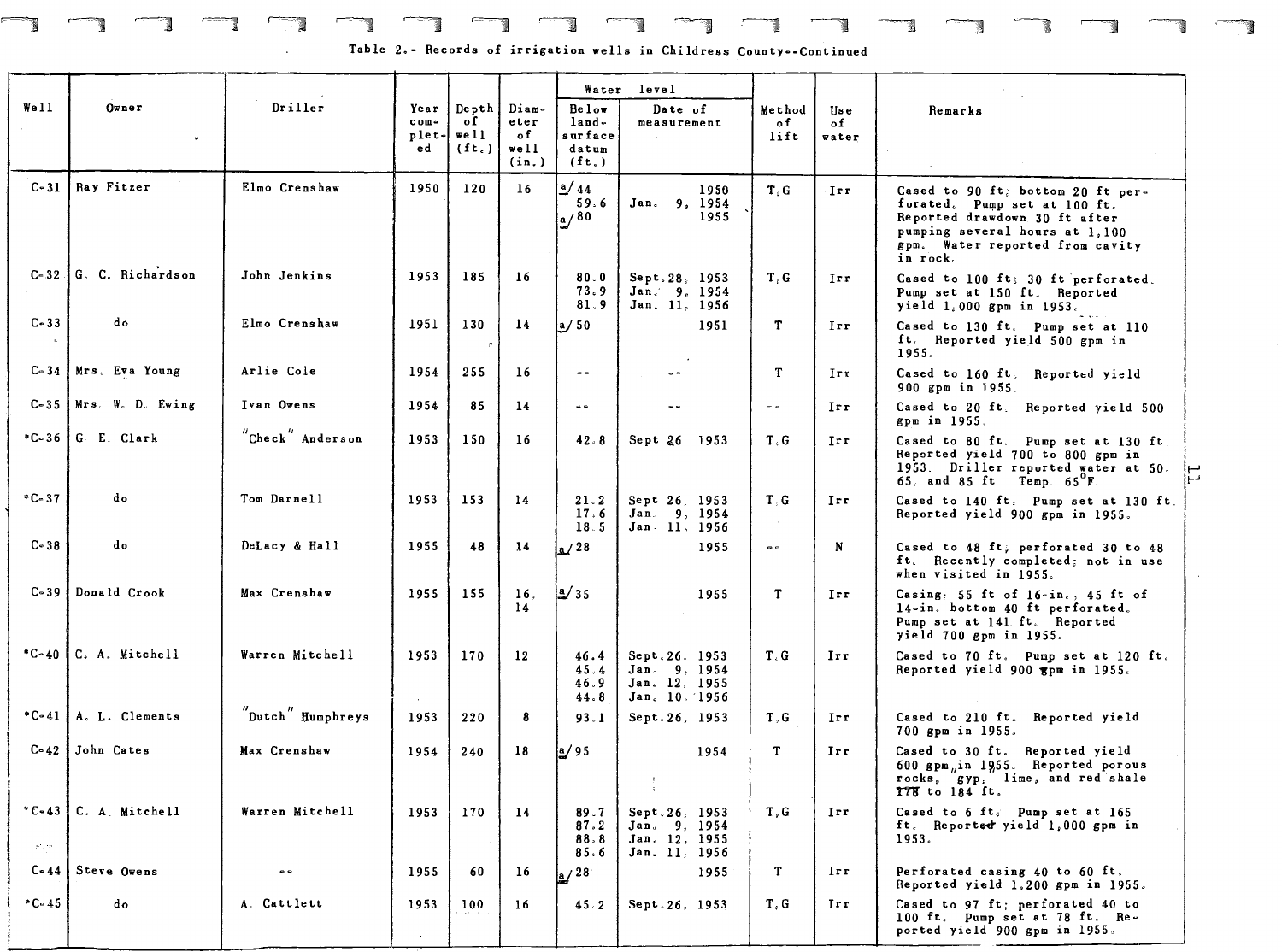Table 2.- Records of irrigation wells in Childress County--Continued

| Well | Owner | Driller | Year completed | Depth of well (ft.) | Diameter of well (in.) | Water level | | Method of lift | Use of water | Remarks |
|---|---|---|---|---|---|---|---|---|---|---|
| | | | | | | Below land-surface datum (ft.) | Date of measurement | | | |
| C-31 | Ray Fitzer | Elmo Crenshaw | 1950 | 120 | 16 | a/44<br>59.6<br>a/80 | 1950<br>Jan. 9, 1954<br>1955 | T,G | Irr | Cased to 90 ft; bottom 20 ft perforated. Pump set at 100 ft. Reported drawdown 30 ft after pumping several hours at 1,100 gpm. Water reported from cavity in rock. |
| C-32 | G. C. Richardson | John Jenkins | 1953 | 185 | 16 | 80.0<br>73.9<br>81.9 | Sept.28, 1953<br>Jan. 9, 1954<br>Jan. 11, 1956 | T,G | Irr | Cased to 100 ft; 30 ft perforated. Pump set at 150 ft. Reported yield 1,000 gpm in 1953. |
| C-33 | do | Elmo Crenshaw | 1951 | 130 | 14 | a/50 | 1951 | T | Irr | Cased to 130 ft. Pump set at 110 ft. Reported yield 500 gpm in 1955. |
| C-34 | Mrs. Eva Young | Arlie Cole | 1954 | 255 | 16 | -- | -- | T | Irr | Cased to 160 ft. Reported yield 900 gpm in 1955. |
| C-35 | Mrs. W. D. Ewing | Ivan Owens | 1954 | 85 | 14 | -- | -- | -- | Irr | Cased to 20 ft. Reported yield 500 gpm in 1955. |
| *C-36 | G. E. Clark | "Check" Anderson | 1953 | 150 | 16 | 42.8 | Sept.26, 1953 | T,G | Irr | Cased to 80 ft. Pump set at 130 ft. Reported yield 700 to 800 gpm in 1953. Driller reported water at 50, 65, and 85 ft. Temp. 65°F. |
| *C-37 | do | Tom Darnell | 1953 | 153 | 14 | 21.2<br>17.6<br>18.5 | Sept 26, 1953<br>Jan. 9, 1954<br>Jan. 11, 1956 | T,G | Irr | Cased to 140 ft. Pump set at 130 ft. Reported yield 900 gpm in 1955. |
| C-38 | do | DeLacy & Hall | 1955 | 48 | 14 | a/28 | 1955 | -- | N | Cased to 48 ft; perforated 30 to 48 ft. Recently completed; not in use when visited in 1955. |
| C-39 | Donald Crook | Max Crenshaw | 1955 | 155 | 16,<br>14 | a/35 | 1955 | T | Irr | Casing: 55 ft of 16-in., 45 ft of 14-in. bottom 40 ft perforated. Pump set at 141 ft. Reported yield 700 gpm in 1955. |
| *C-40 | C. A. Mitchell | Warren Mitchell | 1953 | 170 | 12 | 46.4<br>45.4<br>46.9<br>44.8 | Sept.26, 1953<br>Jan. 9, 1954<br>Jan. 12, 1955<br>Jan. 10, 1956 | T,G | Irr | Cased to 70 ft. Pump set at 120 ft. Reported yield 900 gpm in 1955. |
| *C-41 | A. L. Clements | "Dutch" Humphreys | 1953 | 220 | 8 | 93.1 | Sept.26, 1953 | T,G | Irr | Cased to 210 ft. Reported yield 700 gpm in 1955. |
| C-42 | John Cates | Max Crenshaw | 1954 | 240 | 18 | a/95 | 1954 | T | Irr | Cased to 30 ft. Reported yield 600 gpm in 1955. Reported porous rocks, gyp, lime, and red shale 178 to 184 ft. |
| *C-43 | C. A. Mitchell | Warren Mitchell | 1953 | 170 | 14 | 89.7<br>87.2<br>88.8<br>85.6 | Sept.26, 1953<br>Jan. 9, 1954<br>Jan. 12, 1955<br>Jan. 11, 1956 | T,G | Irr | Cased to 6 ft. Pump set at 165 ft. Reported yield 1,000 gpm in 1953. |
| C-44 | Steve Owens | -- | 1955 | 60 | 16 | a/28 | 1955 | T | Irr | Perforated casing 40 to 60 ft. Reported yield 1,200 gpm in 1955. |
| *C-45 | do | A. Cattlett | 1953 | 100 | 16 | 45.2 | Sept.26, 1953 | T,G | Irr | Cased to 97 ft; perforated 40 to 100 ft. Pump set at 78 ft. Reported yield 900 gpm in 1955. |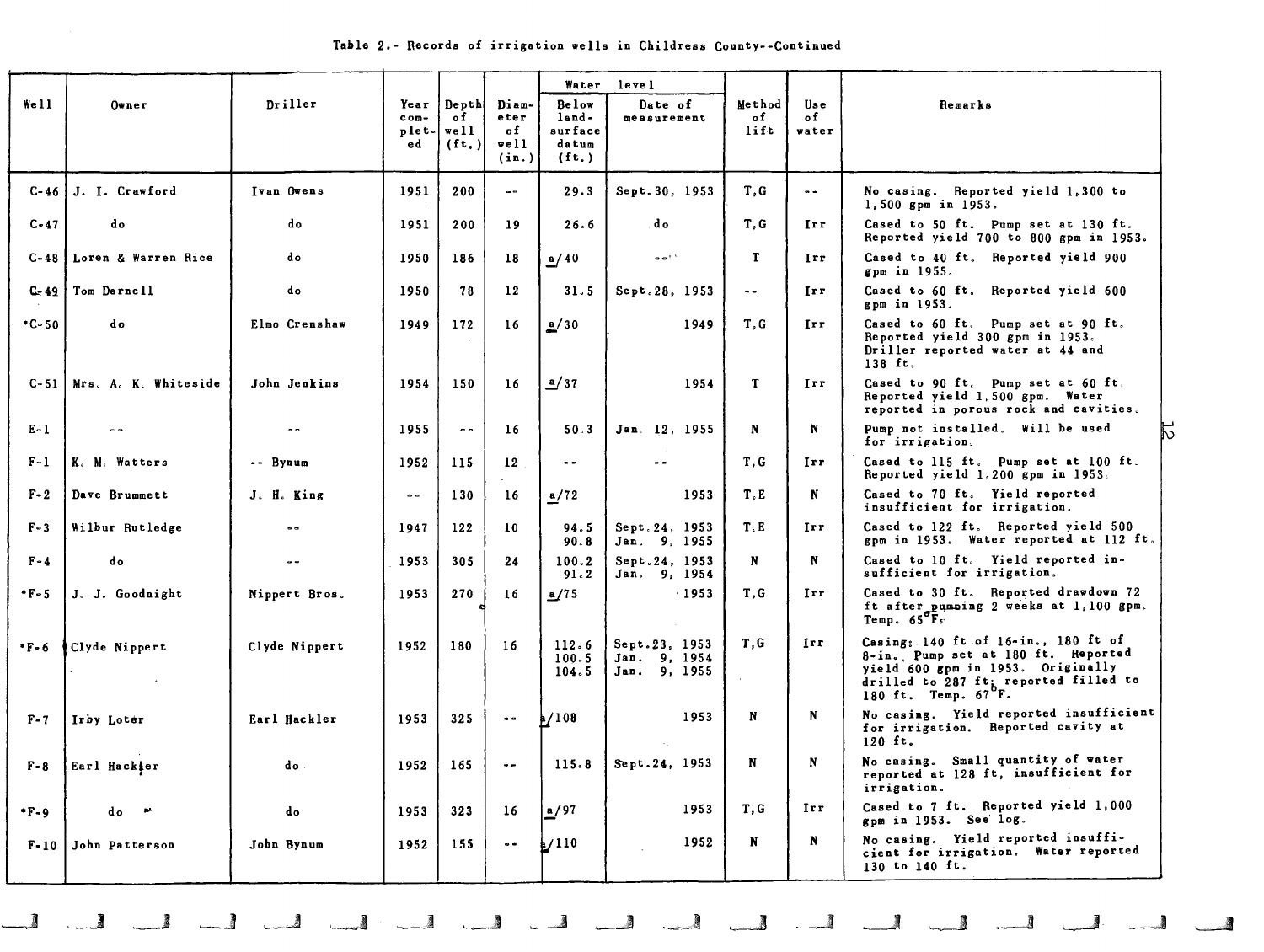Table 2.- Records of irrigation wells in Childress County--Continued

| Well | Owner | Driller | Year completed | Depth of well (ft.) | Diameter of well (in.) | Water level | | Method of lift | Use of water | Remarks |
|---|---|---|---|---|---|---|---|---|---|---|
| | | | | | | Below land-surface datum (ft.) | Date of measurement | | | |
| C-46 | J. I. Crawford | Ivan Owens | 1951 | 200 | -- | 29.3 | Sept. 30, 1953 | T, G | -- | No casing. Reported yield 1,300 to 1,500 gpm in 1953. |
| C-47 | do | do | 1951 | 200 | 19 | 26.6 | do | T, G | Irr | Cased to 50 ft. Pump set at 130 ft. Reported yield 700 to 800 gpm in 1953. |
| C-48 | Loren & Warren Rice | do | 1950 | 186 | 18 | a/40 | -- | T | Irr | Cased to 40 ft. Reported yield 900 gpm in 1955. |
| C-49 | Tom Darnell | do | 1950 | 78 | 12 | 31.5 | Sept. 28, 1953 | -- | Irr | Cased to 60 ft. Reported yield 600 gpm in 1953. |
| *C-50 | do | Elmo Crenshaw | 1949 | 172 | 16 | a/30 | 1949 | T, G | Irr | Cased to 60 ft. Pump set at 90 ft. Reported yield 300 gpm in 1953. Driller reported water at 44 and 138 ft. |
| C-51 | Mrs. A. K. Whiteside | John Jenkins | 1954 | 150 | 16 | a/37 | 1954 | T | Irr | Cased to 90 ft. Pump set at 60 ft. Reported yield 1,500 gpm. Water reported in porous rock and cavities. |
| E-1 | -- | -- | 1955 | -- | 16 | 50.3 | Jan. 12, 1955 | N | N | Pump not installed. Will be used for irrigation. |
| F-1 | K. M. Watters | -- Bynum | 1952 | 115 | 12 | -- | -- | T, G | Irr | Cased to 115 ft. Pump set at 100 ft. Reported yield 1,200 gpm in 1953. |
| F-2 | Dave Brummett | J. H. King | -- | 130 | 16 | a/72 | 1953 | T, E | N | Cased to 70 ft. Yield reported insufficient for irrigation. |
| F-3 | Wilbur Rutledge | -- | 1947 | 122 | 10 | 94.5<br>90.8 | Sept. 24, 1953<br>Jan. 9, 1955 | T, E | Irr | Cased to 122 ft. Reported yield 500 gpm in 1953. Water reported at 112 ft. |
| F-4 | do | -- | 1953 | 305 | 24 | 100.2<br>91.2 | Sept. 24, 1953<br>Jan. 9, 1954 | N | N | Cased to 10 ft. Yield reported insufficient for irrigation. |
| *F-5 | J. J. Goodnight | Nippert Bros. | 1953 | 270 | 16 | a/75 | 1953 | T, G | Irr | Cased to 30 ft. Reported drawdown 72 ft after pumping 2 weeks at 1,100 gpm. Temp. 65°F. |
| *F-6 | Clyde Nippert | Clyde Nippert | 1952 | 180 | 16 | 112.6<br>100.5<br>104.5 | Sept. 23, 1953<br>Jan. 9, 1954<br>Jan. 9, 1955 | T, G | Irr | Casing: 140 ft of 16-in., 180 ft of 8-in. Pump set at 180 ft. Reported yield 600 gpm in 1953. Originally drilled to 287 ft; reported filled to 180 ft. Temp. 67°F. |
| F-7 | Irby Loter | Earl Hackler | 1953 | 325 | -- | a/108 | 1953 | N | N | No casing. Yield reported insufficient for irrigation. Reported cavity at 120 ft. |
| F-8 | Earl Hackler | do | 1952 | 165 | -- | 115.8 | Sept. 24, 1953 | N | N | No casing. Small quantity of water reported at 128 ft, insufficient for irrigation. |
| *F-9 | do | do | 1953 | 323 | 16 | a/97 | 1953 | T, G | Irr | Cased to 7 ft. Reported yield 1,000 gpm in 1953. See log. |
| F-10 | John Patterson | John Bynum | 1952 | 155 | -- | a/110 | 1952 | N | N | No casing. Yield reported insufficient for irrigation. Water reported 130 to 140 ft. |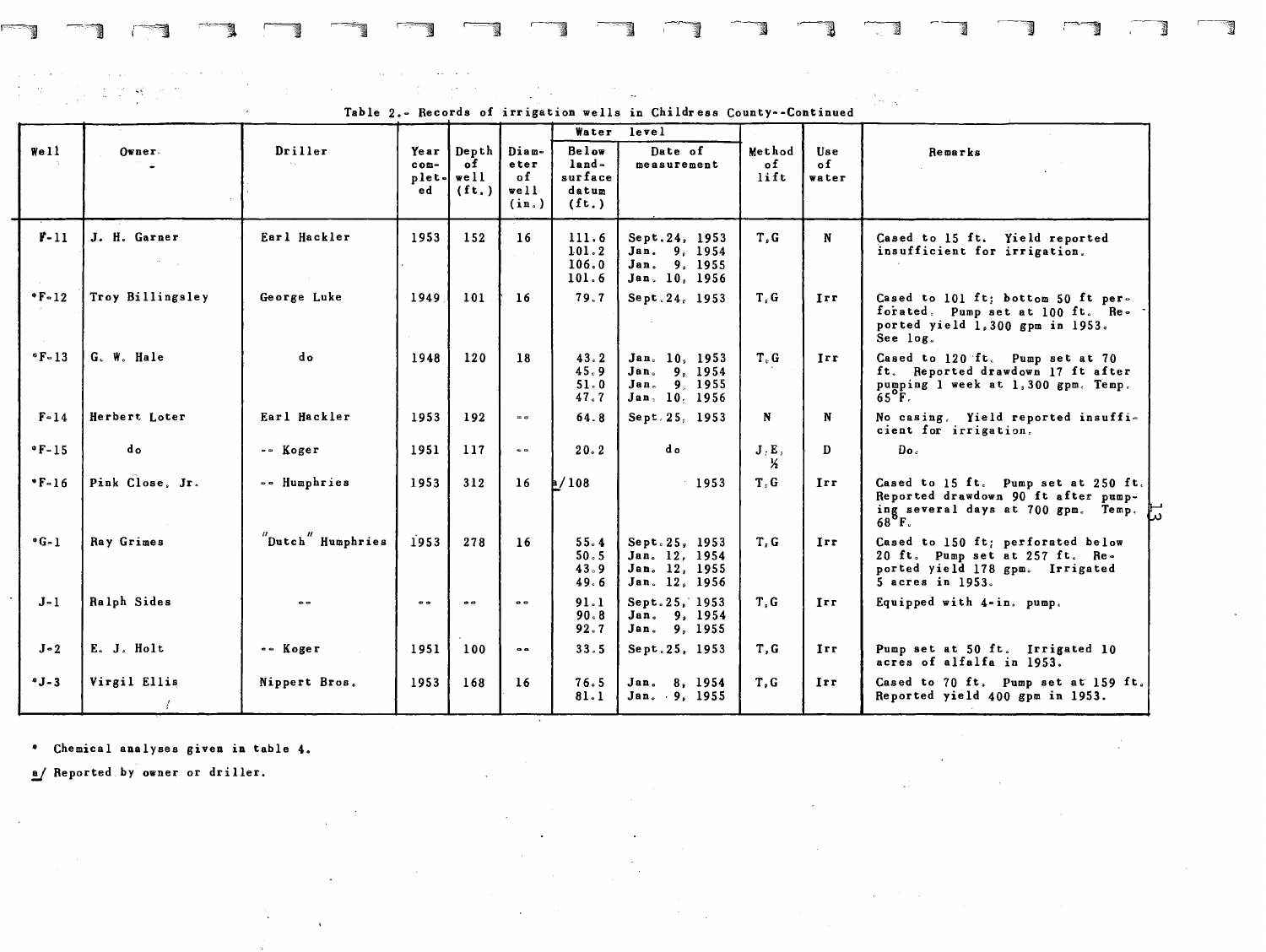Table 2.- Records of irrigation wells in Childress County--Continued

| Well | Owner | Driller | Year completed | Depth of well (ft.) | Diameter of well (in.) | Water level | | Method of lift | Use of water | Remarks |
|---|---|---|---|---|---|---|---|---|---|---|
| | | | | | | Below land-surface datum (ft.) | Date of measurement | | | |
| F-11 | J. H. Garner | Earl Hackler | 1953 | 152 | 16 | 111.6<br>101.2<br>106.0<br>101.6 | Sept.24, 1953<br>Jan. 9, 1954<br>Jan. 9, 1955<br>Jan. 10, 1956 | T,G | N | Cased to 15 ft. Yield reported insufficient for irrigation. |
| *F-12 | Troy Billingsley | George Luke | 1949 | 101 | 16 | 79.7 | Sept.24, 1953 | T,G | Irr | Cased to 101 ft; bottom 50 ft perforated. Pump set at 100 ft. Reported yield 1,300 gpm in 1953. See log. |
| *F-13 | G. W. Hale | do | 1948 | 120 | 18 | 43.2<br>45.9<br>51.0<br>47.7 | Jan. 10, 1953<br>Jan. 9, 1954<br>Jan. 9, 1955<br>Jan. 10, 1956 | T,G | Irr | Cased to 120 ft. Pump set at 70 ft. Reported drawdown 17 ft after pumping 1 week at 1,300 gpm. Temp. 65°F. |
| F-14 | Herbert Loter | Earl Hackler | 1953 | 192 | -- | 64.8 | Sept.25, 1953 | N | N | No casing. Yield reported insufficient for irrigation. |
| *F-15 | do | -- Koger | 1951 | 117 | -- | 20.2 | do | J,E, ½ | D | Do. |
| *F-16 | Pink Close, Jr. | -- Humphries | 1953 | 312 | 16 | a/108 | 1953 | T,G | Irr | Cased to 15 ft. Pump set at 250 ft. Reported drawdown 90 ft after pumping several days at 700 gpm. Temp. 68°F. |
| *G-1 | Ray Grimes | "Dutch" Humphries | 1953 | 278 | 16 | 55.4<br>50.5<br>43.9<br>49.6 | Sept.25, 1953<br>Jan. 12, 1954<br>Jan. 12, 1955<br>Jan. 12, 1956 | T,G | Irr | Cased to 150 ft; perforated below 20 ft. Pump set at 257 ft. Reported yield 178 gpm. Irrigated 5 acres in 1953. |
| J-1 | Ralph Sides | -- | -- | -- | -- | 91.1<br>90.8<br>92.7 | Sept.25, 1953<br>Jan. 9, 1954<br>Jan. 9, 1955 | T,G | Irr | Equipped with 4-in. pump. |
| J-2 | E. J. Holt | -- Koger | 1951 | 100 | -- | 33.5 | Sept.25, 1953 | T,G | Irr | Pump set at 50 ft. Irrigated 10 acres of alfalfa in 1953. |
| *J-3 | Virgil Ellis | Nippert Bros. | 1953 | 168 | 16 | 76.5<br>81.1 | Jan. 8, 1954<br>Jan. 9, 1955 | T,G | Irr | Cased to 70 ft. Pump set at 159 ft. Reported yield 400 gpm in 1953. |

\* Chemical analyses given in table 4.

a/ Reported by owner or driller.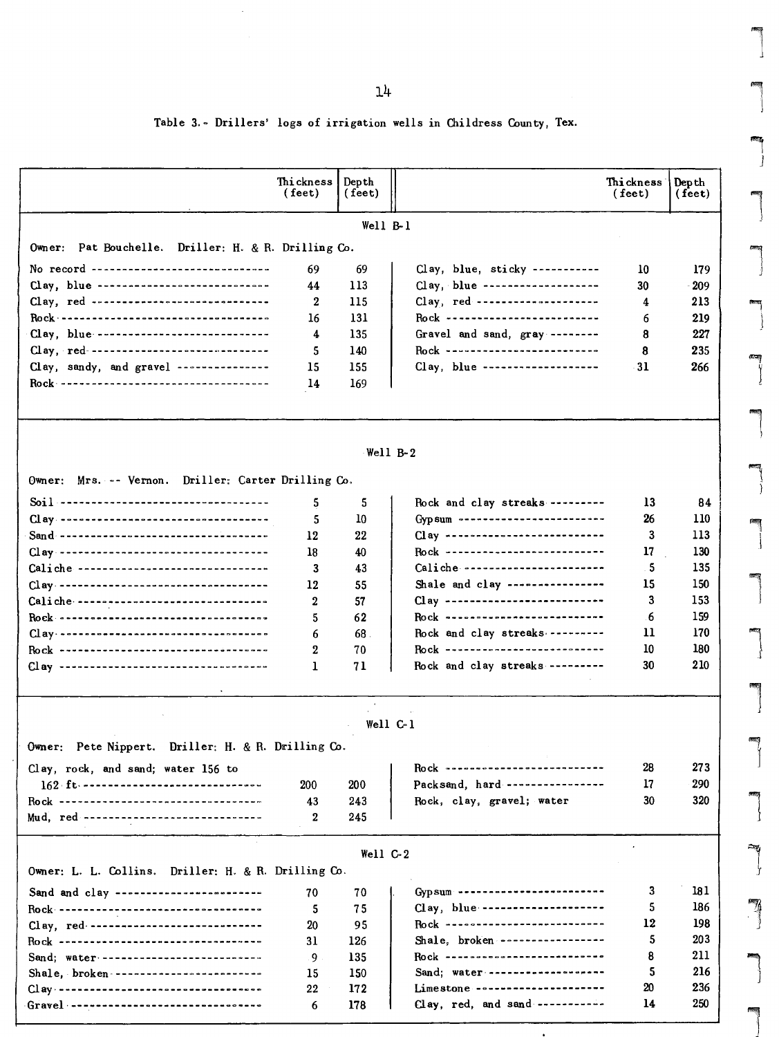Table 3.- Drillers' logs of irrigation wells in Childress County, Tex.

| | Thickness (feet) | Depth (feet) | | Thickness (feet) | Depth (feet) |
|---|---|---|---|---|---|
| **Well B-1** | | | | | |
| Owner: Pat Bouchelle. Driller: H. & R. Drilling Co. | | | | | |
| No record | 69 | 69 | Clay, blue, sticky | 10 | 179 |
| Clay, blue | 44 | 113 | Clay, blue | 30 | 209 |
| Clay, red | 2 | 115 | Clay, red | 4 | 213 |
| Rock | 16 | 131 | Rock | 6 | 219 |
| Clay, blue | 4 | 135 | Gravel and sand, gray | 8 | 227 |
| Clay, red | 5 | 140 | Rock | 8 | 235 |
| Clay, sandy, and gravel | 15 | 155 | Clay, blue | 31 | 266 |
| Rock | 14 | 169 | | | |
| **Well B-2** | | | | | |
| Owner: Mrs. -- Vernon. Driller: Carter Drilling Co. | | | | | |
| Soil | 5 | 5 | Rock and clay streaks | 13 | 84 |
| Clay | 5 | 10 | Gypsum | 26 | 110 |
| Sand | 12 | 22 | Clay | 3 | 113 |
| Clay | 18 | 40 | Rock | 17 | 130 |
| Caliche | 3 | 43 | Caliche | 5 | 135 |
| Clay | 12 | 55 | Shale and clay | 15 | 150 |
| Caliche | 2 | 57 | Clay | 3 | 153 |
| Rock | 5 | 62 | Rock | 6 | 159 |
| Clay | 6 | 68 | Rock and clay streaks | 11 | 170 |
| Rock | 2 | 70 | Rock | 10 | 180 |
| Clay | 1 | 71 | Rock and clay streaks | 30 | 210 |
| **Well C-1** | | | | | |
| Owner: Pete Nippert. Driller: H. & R. Drilling Co. | | | | | |
| Clay, rock, and sand; water 156 to 162 ft. | 200 | 200 | Rock | 28 | 273 |
| Rock | 43 | 243 | Packsand, hard | 17 | 290 |
| Mud, red | 2 | 245 | Rock, clay, gravel; water | 30 | 320 |
| **Well C-2** | | | | | |
| Owner: L. L. Collins. Driller: H. & R. Drilling Co. | | | | | |
| Sand and clay | 70 | 70 | Gypsum | 3 | 181 |
| Rock | 5 | 75 | Clay, blue | 5 | 186 |
| Clay, red | 20 | 95 | Rock | 12 | 198 |
| Rock | 31 | 126 | Shale, broken | 5 | 203 |
| Sand; water | 9 | 135 | Rock | 8 | 211 |
| Shale, broken | 15 | 150 | Sand; water | 5 | 216 |
| Clay | 22 | 172 | Limestone | 20 | 236 |
| Gravel | 6 | 178 | Clay, red, and sand | 14 | 250 |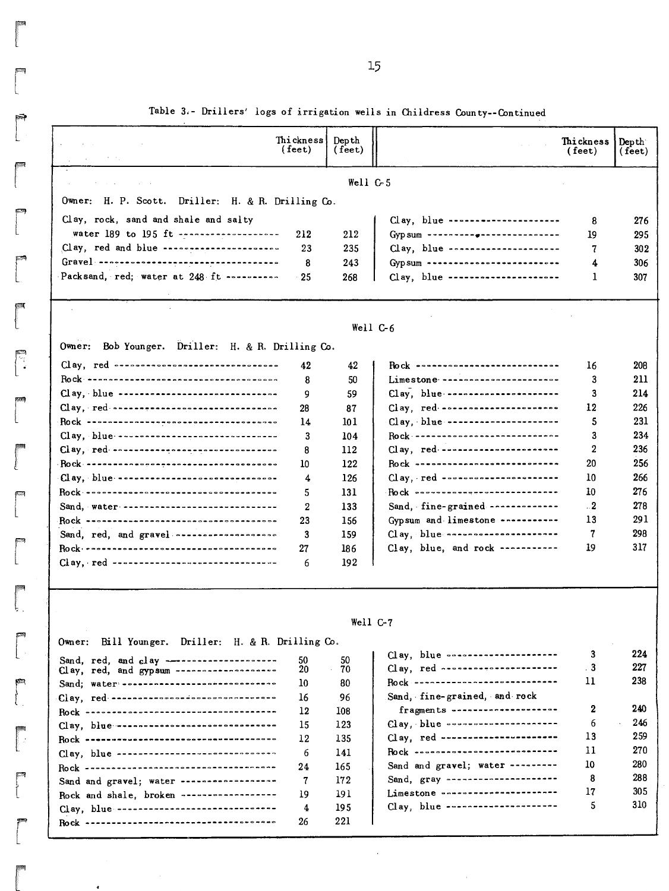Table 3.- Drillers' logs of irrigation wells in Childress County--Continued

**Well C-5**

Owner: H. P. Scott. Driller: H. & R. Drilling Co.

| | Thickness (feet) | Depth (feet) |
|---|---|---|
| Clay, rock, sand and shale and salty water 189 to 195 ft | 212 | 212 |
| Clay, red and blue | 23 | 235 |
| Gravel | 8 | 243 |
| Packsand, red; water at 248 ft | 25 | 268 |
| Clay, blue | 8 | 276 |
| Gypsum | 19 | 295 |
| Clay, blue | 7 | 302 |
| Gypsum | 4 | 306 |
| Clay, blue | 1 | 307 |

**Well C-6**

Owner: Bob Younger. Driller: H. & R. Drilling Co.

| | Thickness (feet) | Depth (feet) |
|---|---|---|
| Clay, red | 42 | 42 |
| Rock | 8 | 50 |
| Clay, blue | 9 | 59 |
| Clay, red | 28 | 87 |
| Rock | 14 | 101 |
| Clay, blue | 3 | 104 |
| Clay, red | 8 | 112 |
| Rock | 10 | 122 |
| Clay, blue | 4 | 126 |
| Rock | 5 | 131 |
| Sand, water | 2 | 133 |
| Rock | 23 | 156 |
| Sand, red, and gravel | 3 | 159 |
| Rock | 27 | 186 |
| Clay, red | 6 | 192 |
| Rock | 16 | 208 |
| Limestone | 3 | 211 |
| Clay, blue | 3 | 214 |
| Clay, red | 12 | 226 |
| Clay, blue | 5 | 231 |
| Rock | 3 | 234 |
| Clay, red | 2 | 236 |
| Rock | 20 | 256 |
| Clay, red | 10 | 266 |
| Rock | 10 | 276 |
| Sand, fine-grained | 2 | 278 |
| Gypsum and limestone | 13 | 291 |
| Clay, blue | 7 | 298 |
| Clay, blue, and rock | 19 | 317 |

**Well C-7**

Owner: Bill Younger. Driller: H. & R. Drilling Co.

| | Thickness (feet) | Depth (feet) |
|---|---|---|
| Sand, red, and clay | 50 | 50 |
| Clay, red, and gypsum | 20 | 70 |
| Sand; water | 10 | 80 |
| Clay, red | 16 | 96 |
| Rock | 12 | 108 |
| Clay, blue | 15 | 123 |
| Rock | 12 | 135 |
| Clay, blue | 6 | 141 |
| Rock | 24 | 165 |
| Sand and gravel; water | 7 | 172 |
| Rock and shale, broken | 19 | 191 |
| Clay, blue | 4 | 195 |
| Rock | 26 | 221 |
| Clay, blue | 3 | 224 |
| Clay, red | 3 | 227 |
| Rock | 11 | 238 |
| Sand, fine-grained, and rock fragments | 2 | 240 |
| Clay, blue | 6 | 246 |
| Clay, red | 13 | 259 |
| Rock | 11 | 270 |
| Sand and gravel; water | 10 | 280 |
| Sand, gray | 8 | 288 |
| Limestone | 17 | 305 |
| Clay, blue | 5 | 310 |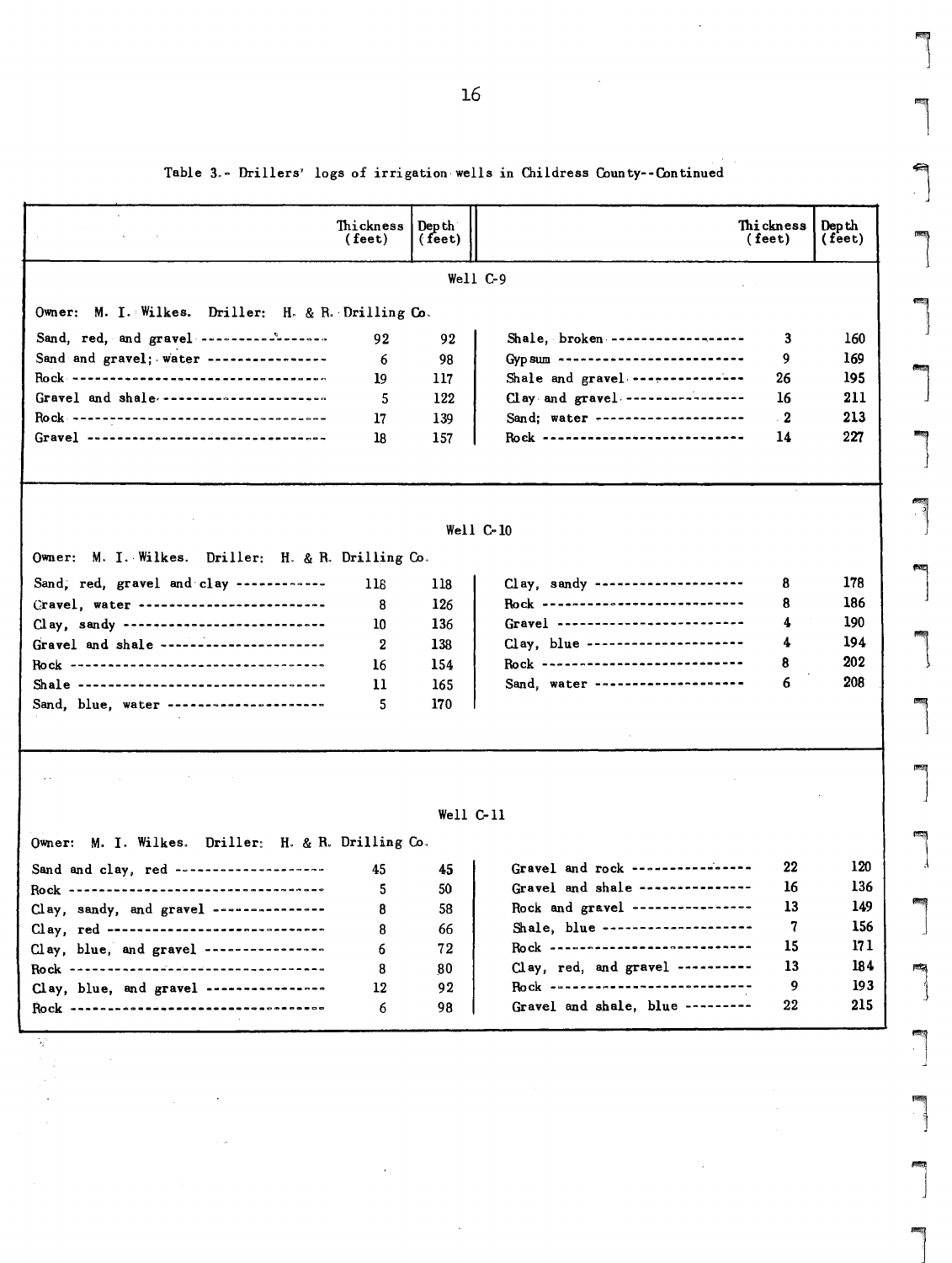Table 3.- Drillers' logs of irrigation wells in Childress County--Continued

| | Thickness (feet) | Depth (feet) | | Thickness (feet) | Depth (feet) |
|---|---|---|---|---|---|
| **Well C-9** | | | | | |
| Owner: M. I. Wilkes. Driller: H. & R. Drilling Co. | | | | | |
| Sand, red, and gravel | 92 | 92 | Shale, broken | 3 | 160 |
| Sand and gravel; water | 6 | 98 | Gypsum | 9 | 169 |
| Rock | 19 | 117 | Shale and gravel | 26 | 195 |
| Gravel and shale | 5 | 122 | Clay and gravel | 16 | 211 |
| Rock | 17 | 139 | Sand; water | 2 | 213 |
| Gravel | 18 | 157 | Rock | 14 | 227 |
| **Well C-10** | | | | | |
| Owner: M. I. Wilkes. Driller: H. & R. Drilling Co. | | | | | |
| Sand, red, gravel and clay | 118 | 118 | Clay, sandy | 8 | 178 |
| Gravel, water | 8 | 126 | Rock | 8 | 186 |
| Clay, sandy | 10 | 136 | Gravel | 4 | 190 |
| Gravel and shale | 2 | 138 | Clay, blue | 4 | 194 |
| Rock | 16 | 154 | Rock | 8 | 202 |
| Shale | 11 | 165 | Sand, water | 6 | 208 |
| Sand, blue, water | 5 | 170 | | | |
| **Well C-11** | | | | | |
| Owner: M. I. Wilkes. Driller: H. & R. Drilling Co. | | | | | |
| Sand and clay, red | 45 | 45 | Gravel and rock | 22 | 120 |
| Rock | 5 | 50 | Gravel and shale | 16 | 136 |
| Clay, sandy, and gravel | 8 | 58 | Rock and gravel | 13 | 149 |
| Clay, red | 8 | 66 | Shale, blue | 7 | 156 |
| Clay, blue, and gravel | 6 | 72 | Rock | 15 | 171 |
| Rock | 8 | 80 | Clay, red, and gravel | 13 | 184 |
| Clay, blue, and gravel | 12 | 92 | Rock | 9 | 193 |
| Rock | 6 | 98 | Gravel and shale, blue | 22 | 215 |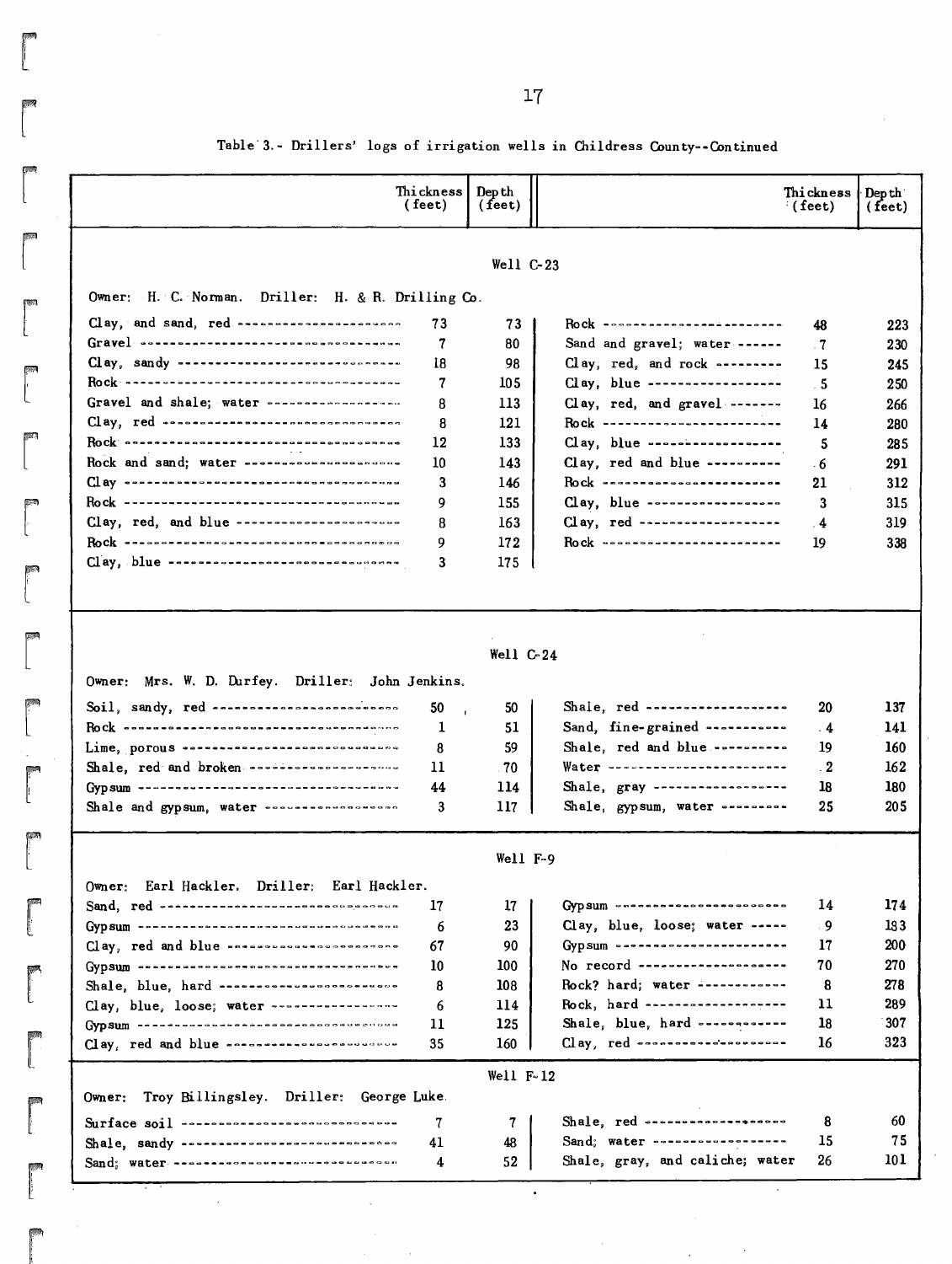Table 3.- Drillers' logs of irrigation wells in Childress County--Continued

**Well C-23**

Owner: H. C. Norman. Driller: H. & R. Drilling Co.

| | Thickness (feet) | Depth (feet) |
|---|---|---|
| Clay, and sand, red | 73 | 73 |
| Gravel | 7 | 80 |
| Clay, sandy | 18 | 98 |
| Rock | 7 | 105 |
| Gravel and shale; water | 8 | 113 |
| Clay, red | 8 | 121 |
| Rock | 12 | 133 |
| Rock and sand; water | 10 | 143 |
| Clay | 3 | 146 |
| Rock | 9 | 155 |
| Clay, red, and blue | 8 | 163 |
| Rock | 9 | 172 |
| Clay, blue | 3 | 175 |
| Rock | 48 | 223 |
| Sand and gravel; water | 7 | 230 |
| Clay, red, and rock | 15 | 245 |
| Clay, blue | 5 | 250 |
| Clay, red, and gravel | 16 | 266 |
| Rock | 14 | 280 |
| Clay, blue | 5 | 285 |
| Clay, red and blue | 6 | 291 |
| Rock | 21 | 312 |
| Clay, blue | 3 | 315 |
| Clay, red | 4 | 319 |
| Rock | 19 | 338 |

**Well C-24**

Owner: Mrs. W. D. Durfey. Driller: John Jenkins.

| | Thickness (feet) | Depth (feet) |
|---|---|---|
| Soil, sandy, red | 50 | 50 |
| Rock | 1 | 51 |
| Lime, porous | 8 | 59 |
| Shale, red and broken | 11 | 70 |
| Gypsum | 44 | 114 |
| Shale and gypsum, water | 3 | 117 |
| Shale, red | 20 | 137 |
| Sand, fine-grained | 4 | 141 |
| Shale, red and blue | 19 | 160 |
| Water | 2 | 162 |
| Shale, gray | 18 | 180 |
| Shale, gypsum, water | 25 | 205 |

**Well F-9**

Owner: Earl Hackler. Driller: Earl Hackler.

| | Thickness (feet) | Depth (feet) |
|---|---|---|
| Sand, red | 17 | 17 |
| Gypsum | 6 | 23 |
| Clay, red and blue | 67 | 90 |
| Gypsum | 10 | 100 |
| Shale, blue, hard | 8 | 108 |
| Clay, blue, loose; water | 6 | 114 |
| Gypsum | 11 | 125 |
| Clay, red and blue | 35 | 160 |
| Gypsum | 14 | 174 |
| Clay, blue, loose; water | 9 | 183 |
| Gypsum | 17 | 200 |
| No record | 70 | 270 |
| Rock? hard; water | 8 | 278 |
| Rock, hard | 11 | 289 |
| Shale, blue, hard | 18 | 307 |
| Clay, red | 16 | 323 |

**Well F-12**

Owner: Troy Billingsley. Driller: George Luke.

| | Thickness (feet) | Depth (feet) |
|---|---|---|
| Surface soil | 7 | 7 |
| Shale, sandy | 41 | 48 |
| Sand; water | 4 | 52 |
| Shale, red | 8 | 60 |
| Sand; water | 15 | 75 |
| Shale, gray, and caliche; water | 26 | 101 |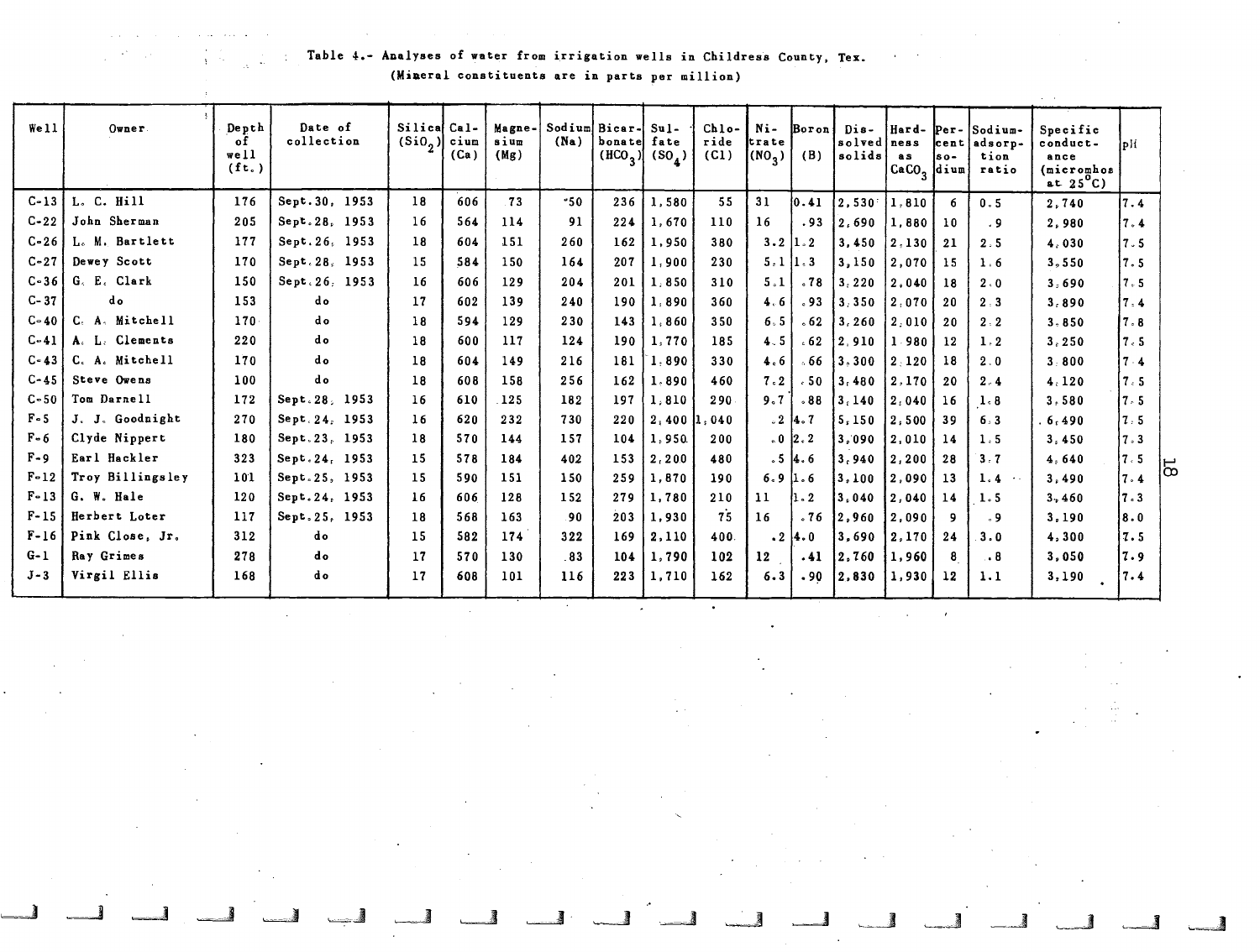Table 4.- Analyses of water from irrigation wells in Childress County, Tex.

(Mineral constituents are in parts per million)

| Well | Owner | Depth of well (ft.) | Date of collection | Silica ($SiO_2$) | Calcium (Ca) | Magnesium (Mg) | Sodium (Na) | Bicarbonate ($HCO_3$) | Sulfate ($SO_4$) | Chloride (Cl) | Nitrate ($NO_3$) | Boron (B) | Dissolved solids | Hardness as $CaCO_3$ | Percent sodium | Sodium-adsorption ratio | Specific conductance (micromhos at 25°C) | pH |
|---|---|---|---|---|---|---|---|---|---|---|---|---|---|---|---|---|---|---|
| C-13 | L. C. Hill | 176 | Sept. 30, 1953 | 18 | 606 | 73 | 50 | 236 | 1,580 | 55 | 31 | 0.41 | 2,530 | 1,810 | 6 | 0.5 | 2,740 | 7.4 |
| C-22 | John Sherman | 205 | Sept. 28, 1953 | 16 | 564 | 114 | 91 | 224 | 1,670 | 110 | 16 | .93 | 2,690 | 1,880 | 10 | .9 | 2,980 | 7.4 |
| C-26 | L. M. Bartlett | 177 | Sept. 26, 1953 | 18 | 604 | 151 | 260 | 162 | 1,950 | 380 | 3.2 | 1.2 | 3,450 | 2,130 | 21 | 2.5 | 4,030 | 7.5 |
| C-27 | Dewey Scott | 170 | Sept. 28, 1953 | 15 | 584 | 150 | 164 | 207 | 1,900 | 230 | 5.1 | 1.3 | 3,150 | 2,070 | 15 | 1.6 | 3,550 | 7.5 |
| C-36 | G. E. Clark | 150 | Sept. 26, 1953 | 16 | 606 | 129 | 204 | 201 | 1,850 | 310 | 5.1 | .78 | 3,220 | 2,040 | 18 | 2.0 | 3,690 | 7.5 |
| C-37 | do | 153 | do | 17 | 602 | 139 | 240 | 190 | 1,890 | 360 | 4.6 | .93 | 3,350 | 2,070 | 20 | 2.3 | 3,890 | 7.4 |
| C-40 | C. A. Mitchell | 170 | do | 18 | 594 | 129 | 230 | 143 | 1,860 | 350 | 6.5 | .62 | 3,260 | 2,010 | 20 | 2.2 | 3,850 | 7.8 |
| C-41 | A. L. Clements | 220 | do | 18 | 600 | 117 | 124 | 190 | 1,770 | 185 | 4.5 | .62 | 2,910 | 1,980 | 12 | 1.2 | 3,250 | 7.5 |
| C-43 | C. A. Mitchell | 170 | do | 18 | 604 | 149 | 216 | 181 | 1,890 | 330 | 4.6 | .66 | 3,300 | 2,120 | 18 | 2.0 | 3,800 | 7.4 |
| C-45 | Steve Owens | 100 | do | 18 | 608 | 158 | 256 | 162 | 1,890 | 460 | 7.2 | .50 | 3,480 | 2,170 | 20 | 2.4 | 4,120 | 7.5 |
| C-50 | Tom Darnell | 172 | Sept. 28, 1953 | 16 | 610 | 125 | 182 | 197 | 1,810 | 290 | 9.7 | .88 | 3,140 | 2,040 | 16 | 1.8 | 3,580 | 7.5 |
| F-5 | J. J. Goodnight | 270 | Sept. 24, 1953 | 16 | 620 | 232 | 730 | 220 | 2,400 | 1,040 | .2 | 4.7 | 5,150 | 2,500 | 39 | 6.3 | 6,490 | 7.5 |
| F-6 | Clyde Nippert | 180 | Sept. 23, 1953 | 18 | 570 | 144 | 157 | 104 | 1,950 | 200 | .0 | 2.2 | 3,090 | 2,010 | 14 | 1.5 | 3,450 | 7.3 |
| F-9 | Earl Hackler | 323 | Sept. 24, 1953 | 15 | 578 | 184 | 402 | 153 | 2,200 | 480 | .5 | 4.6 | 3,940 | 2,200 | 28 | 3.7 | 4,640 | 7.5 |
| F-12 | Troy Billingsley | 101 | Sept. 25, 1953 | 15 | 590 | 151 | 150 | 259 | 1,870 | 190 | 6.9 | 1.6 | 3,100 | 2,090 | 13 | 1.4 | 3,490 | 7.4 |
| F-13 | G. W. Hale | 120 | Sept. 24, 1953 | 16 | 606 | 128 | 152 | 279 | 1,780 | 210 | 11 | 1.2 | 3,040 | 2,040 | 14 | 1.5 | 3,460 | 7.3 |
| F-15 | Herbert Loter | 117 | Sept. 25, 1953 | 18 | 568 | 163 | 90 | 203 | 1,930 | 75 | 16 | .76 | 2,960 | 2,090 | 9 | .9 | 3,190 | 8.0 |
| F-16 | Pink Close, Jr. | 312 | do | 15 | 582 | 174 | 322 | 169 | 2,110 | 400 | .2 | 4.0 | 3,690 | 2,170 | 24 | 3.0 | 4,300 | 7.5 |
| G-1 | Ray Grimes | 278 | do | 17 | 570 | 130 | 83 | 104 | 1,790 | 102 | 12 | .41 | 2,760 | 1,960 | 8 | .8 | 3,050 | 7.9 |
| J-3 | Virgil Ellis | 168 | do | 17 | 608 | 101 | 116 | 223 | 1,710 | 162 | 6.3 | .90 | 2,830 | 1,930 | 12 | 1.1 | 3,190 | 7.4 |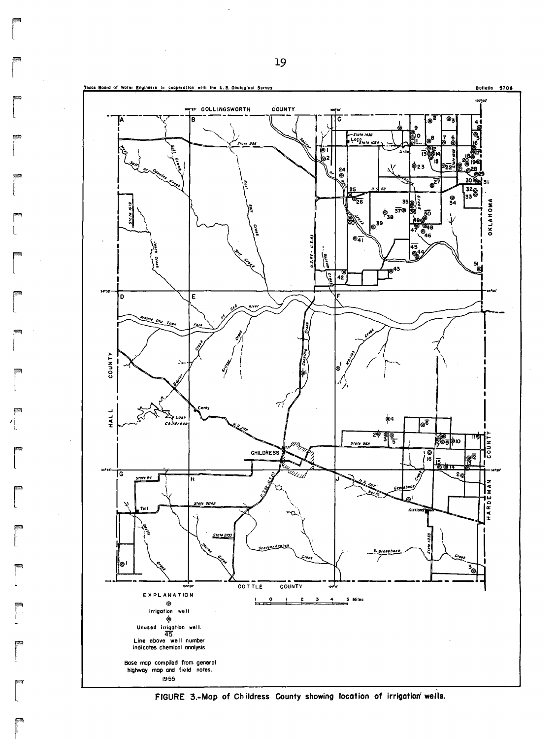Texas Board of Water Engineers in cooperation with the U. S. Geological Survey

Bulletin 5706

COLLINGSWORTH COUNTY

COTTLE COUNTY

HALL COUNTY

HARDEMAN COUNTY

OKLAHOMA

CHILDRESS

Loco

Arlie

Carey

Tell

Kirkland

Lake Childress

EXPLANATION

Irrigation well

Unused irrigation well.

45

Line above well number indicates chemical analysis

Base map compiled from general highway map and field notes.

1955

0 1 2 3 4 5 Miles

FIGURE 3.-Map of Childress County showing location of irrigation wells.